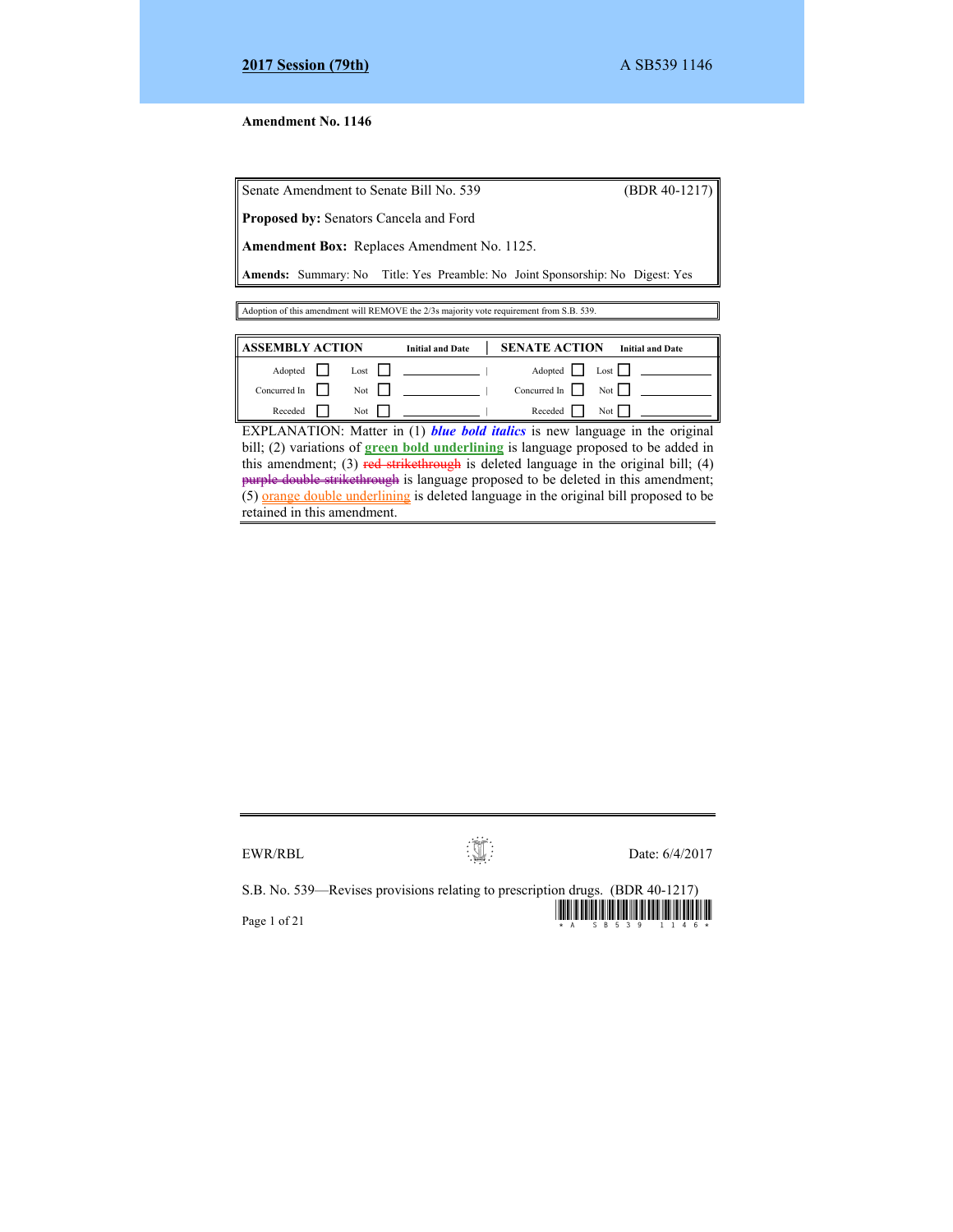**2017 Session (79th)** A SB539 1146

**Amendment No. 1146**

| Senate Amendment to Senate Bill No. 539 | (BDR 40-1217) |
|---|---|
| **Proposed by:** Senators Cancela and Ford | |
| **Amendment Box:** Replaces Amendment No. 1125. | |
| **Amends:** Summary: No Title: Yes Preamble: No Joint Sponsorship: No Digest: Yes | |

Adoption of this amendment will REMOVE the 2/3s majority vote requirement from S.B. 539.

| ASSEMBLY ACTION | | | | Initial and Date | SENATE ACTION | | | | Initial and Date |
|---|---|---|---|---|---|---|---|---|---|
| Adopted | ☐ | Lost | ☐ | | Adopted | ☐ | Lost | ☐ | |
| Concurred In | ☐ | Not | ☐ | | Concurred In | ☐ | Not | ☐ | |
| Receded | ☐ | Not | ☐ | | Receded | ☐ | Not | ☐ | |

EXPLANATION: Matter in (1) ***blue bold italics*** is new language in the original bill; (2) variations of **green bold underlining** is language proposed to be added in this amendment; (3) ~~red strikethrough~~ is deleted language in the original bill; (4) ~~purple double strikethrough~~ is language proposed to be deleted in this amendment; (5) orange double underlining is deleted language in the original bill proposed to be retained in this amendment.

EWR/RBL Date: 6/4/2017

S.B. No. 539—Revises provisions relating to prescription drugs. (BDR 40-1217)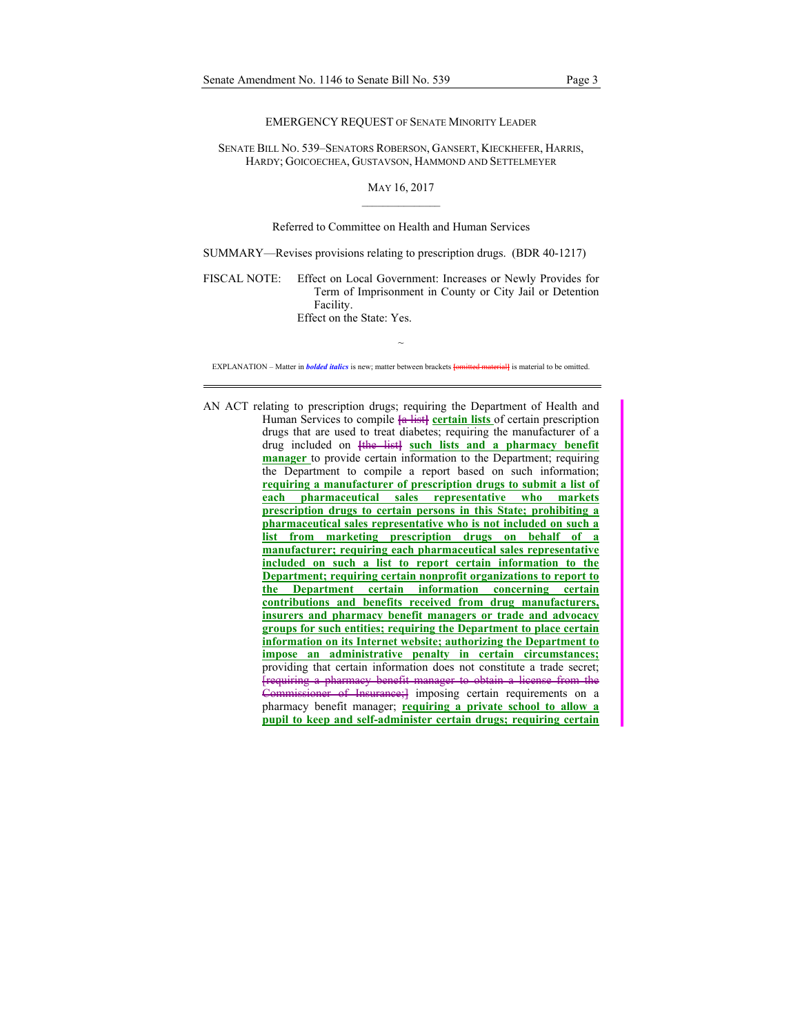EMERGENCY REQUEST OF SENATE MINORITY LEADER

SENATE BILL NO. 539–SENATORS ROBERSON, GANSERT, KIECKHEFER, HARRIS, HARDY; GOICOECHEA, GUSTAVSON, HAMMOND AND SETTELMEYER

MAY 16, 2017

\_\_\_\_\_\_\_\_\_\_\_\_\_\_

Referred to Committee on Health and Human Services

SUMMARY—Revises provisions relating to prescription drugs. (BDR 40-1217)

FISCAL NOTE: Effect on Local Government: Increases or Newly Provides for Term of Imprisonment in County or City Jail or Detention Facility.
Effect on the State: Yes.

~

EXPLANATION – Matter in ***bolded italics*** is new; matter between brackets ~~[omitted material]~~ is material to be omitted.

---

AN ACT relating to prescription drugs; requiring the Department of Health and Human Services to compile ~~[a list]~~ **certain lists** of certain prescription drugs that are used to treat diabetes; requiring the manufacturer of a drug included on ~~[the list]~~ **such lists and a pharmacy benefit manager** to provide certain information to the Department; requiring the Department to compile a report based on such information; **requiring a manufacturer of prescription drugs to submit a list of each pharmaceutical sales representative who markets prescription drugs to certain persons in this State; prohibiting a pharmaceutical sales representative who is not included on such a list from marketing prescription drugs on behalf of a manufacturer; requiring each pharmaceutical sales representative included on such a list to report certain information to the Department; requiring certain nonprofit organizations to report to the Department certain information concerning certain contributions and benefits received from drug manufacturers, insurers and pharmacy benefit managers or trade and advocacy groups for such entities; requiring the Department to place certain information on its Internet website; authorizing the Department to impose an administrative penalty in certain circumstances;** providing that certain information does not constitute a trade secret; ~~[requiring a pharmacy benefit manager to obtain a license from the Commissioner of Insurance;]~~ imposing certain requirements on a pharmacy benefit manager; **requiring a private school to allow a pupil to keep and self-administer certain drugs; requiring certain**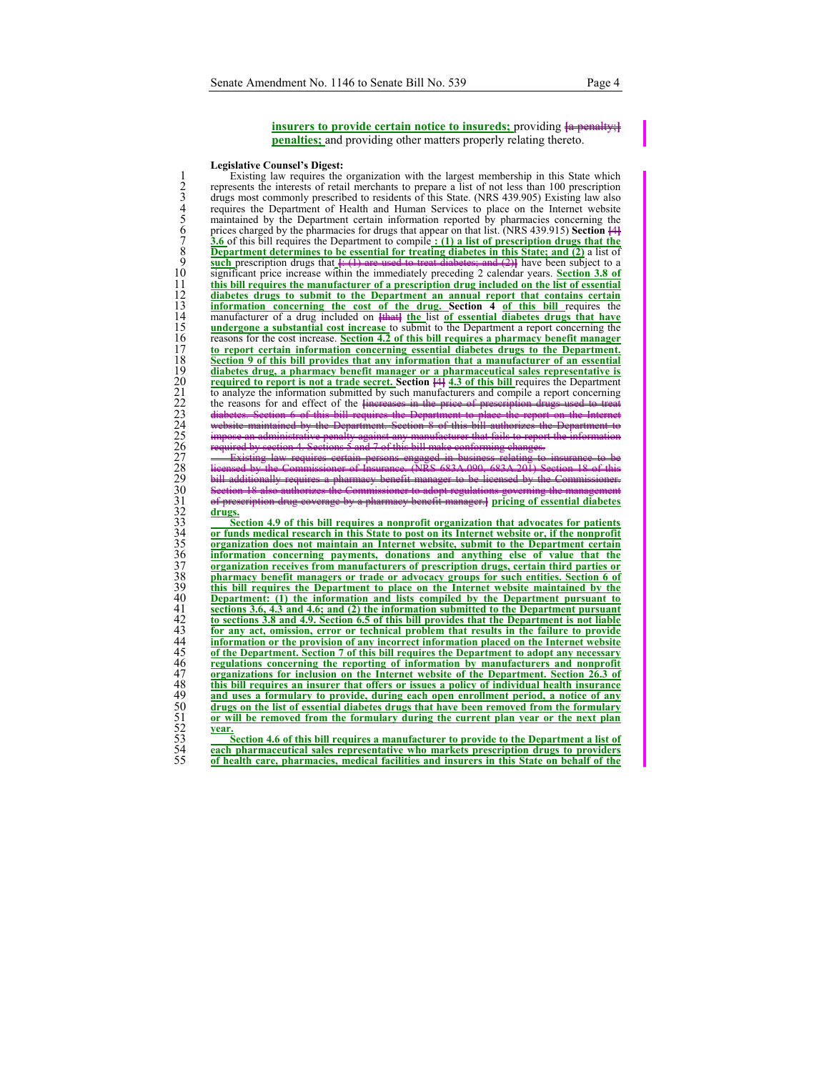**insurers to provide certain notice to insureds;** providing ~~[a penalty;]~~ **penalties;** and providing other matters properly relating thereto.

**Legislative Counsel's Digest:**

Existing law requires the organization with the largest membership in this State which represents the interests of retail merchants to prepare a list of not less than 100 prescription drugs most commonly prescribed to residents of this State. (NRS 439.905) Existing law also requires the Department of Health and Human Services to place on the Internet website maintained by the Department certain information reported by pharmacies concerning the prices charged by the pharmacies for drugs that appear on that list. (NRS 439.915) **Section** ~~[4]~~ **3.6** of this bill requires the Department to compile **: (1) a list of prescription drugs that the Department determines to be essential for treating diabetes in this State; and (2)** a list of **such** prescription drugs that ~~[: (1) are used to treat diabetes; and (2)]~~ have been subject to a significant price increase within the immediately preceding 2 calendar years. **Section 3.8 of this bill requires the manufacturer of a prescription drug included on the list of essential diabetes drugs to submit to the Department an annual report that contains certain information concerning the cost of the drug. Section 4 of this bill** requires the manufacturer of a drug included on ~~[that]~~ **the** list **of essential diabetes drugs that have undergone a substantial cost increase** to submit to the Department a report concerning the reasons for the cost increase. **Section 4.2 of this bill requires a pharmacy benefit manager to report certain information concerning essential diabetes drugs to the Department. Section 9 of this bill provides that any information that a manufacturer of an essential diabetes drug, a pharmacy benefit manager or a pharmaceutical sales representative is required to report is not a trade secret. Section** ~~[4]~~ **4.3 of this bill** requires the Department to analyze the information submitted by such manufacturers and compile a report concerning the reasons for and effect of the ~~[increases in the price of prescription drugs used to treat diabetes. Section 6 of this bill requires the Department to place the report on the Internet website maintained by the Department. Section 8 of this bill authorizes the Department to impose an administrative penalty against any manufacturer that fails to report the information required by section 4. Sections 5 and 7 of this bill make conforming changes.~~

~~Existing law requires certain persons engaged in business relating to insurance to be licensed by the Commissioner of Insurance. (NRS 683A.090, 683A.201) Section 18 of this bill additionally requires a pharmacy benefit manager to be licensed by the Commissioner. Section 18 also authorizes the Commissioner to adopt regulations governing the management of prescription drug coverage by a pharmacy benefit manager.]~~ **pricing of essential diabetes drugs.**

**Section 4.9 of this bill requires a nonprofit organization that advocates for patients or funds medical research in this State to post on its Internet website or, if the nonprofit organization does not maintain an Internet website, submit to the Department certain information concerning payments, donations and anything else of value that the organization receives from manufacturers of prescription drugs, certain third parties or pharmacy benefit managers or trade or advocacy groups for such entities. Section 6 of this bill requires the Department to place on the Internet website maintained by the Department: (1) the information and lists compiled by the Department pursuant to sections 3.6, 4.3 and 4.6; and (2) the information submitted to the Department pursuant to sections 3.8 and 4.9. Section 6.5 of this bill provides that the Department is not liable for any act, omission, error or technical problem that results in the failure to provide information or the provision of any incorrect information placed on the Internet website of the Department. Section 7 of this bill requires the Department to adopt any necessary regulations concerning the reporting of information by manufacturers and nonprofit organizations for inclusion on the Internet website of the Department. Section 26.3 of this bill requires an insurer that offers or issues a policy of individual health insurance and uses a formulary to provide, during each open enrollment period, a notice of any drugs on the list of essential diabetes drugs that have been removed from the formulary or will be removed from the formulary during the current plan year or the next plan year.**

**Section 4.6 of this bill requires a manufacturer to provide to the Department a list of each pharmaceutical sales representative who markets prescription drugs to providers of health care, pharmacies, medical facilities and insurers in this State on behalf of the**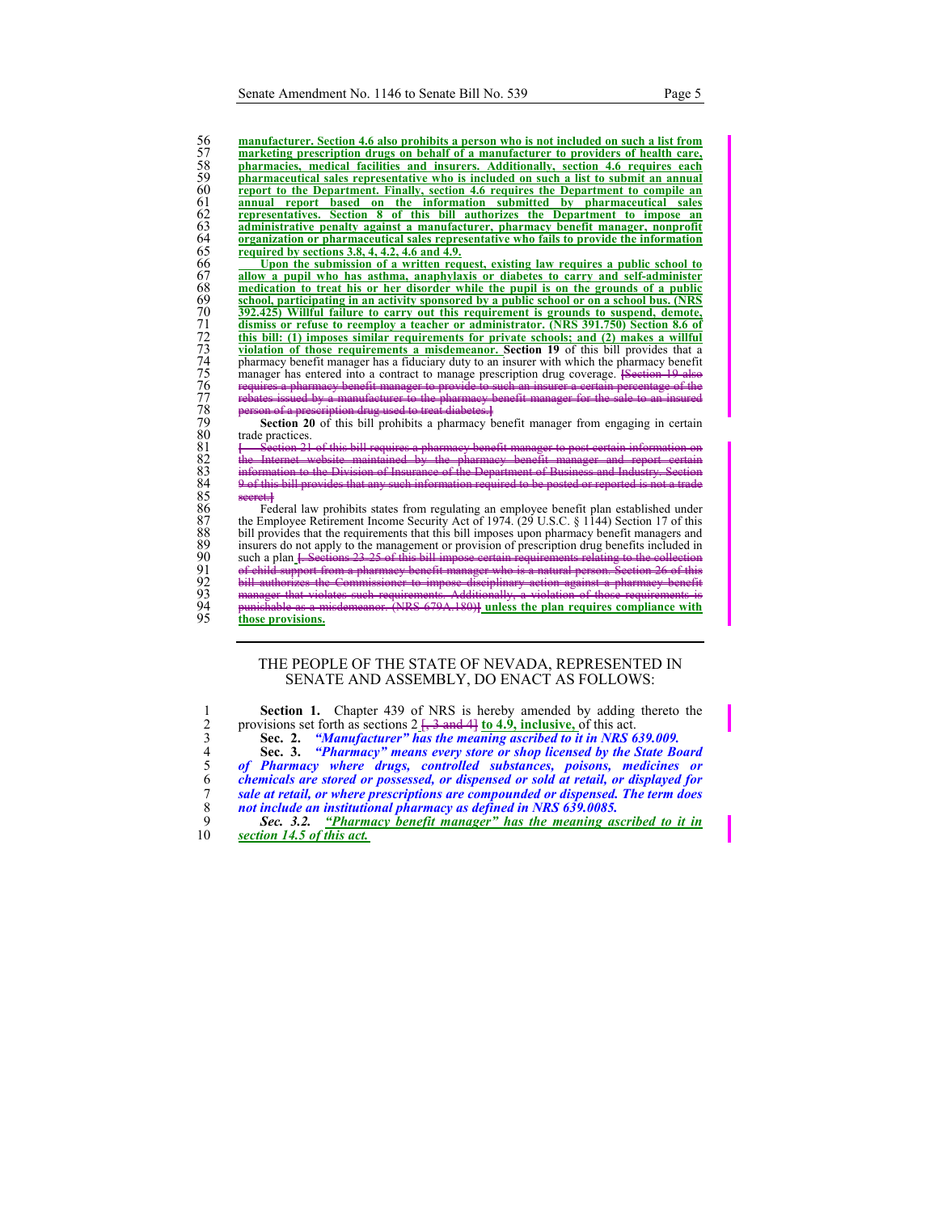**manufacturer. Section 4.6 also prohibits a person who is not included on such a list from marketing prescription drugs on behalf of a manufacturer to providers of health care, pharmacies, medical facilities and insurers. Additionally, section 4.6 requires each pharmaceutical sales representative who is included on such a list to submit an annual report to the Department. Finally, section 4.6 requires the Department to compile an annual report based on the information submitted by pharmaceutical sales representatives. Section 8 of this bill authorizes the Department to impose an administrative penalty against a manufacturer, pharmacy benefit manager, nonprofit organization or pharmaceutical sales representative who fails to provide the information required by sections 3.8, 4, 4.2, 4.6 and 4.9.**

**Upon the submission of a written request, existing law requires a public school to allow a pupil who has asthma, anaphylaxis or diabetes to carry and self-administer medication to treat his or her disorder while the pupil is on the grounds of a public school, participating in an activity sponsored by a public school or on a school bus. (NRS 392.425) Willful failure to carry out this requirement is grounds to suspend, demote, dismiss or refuse to reemploy a teacher or administrator. (NRS 391.750) Section 8.6 of this bill: (1) imposes similar requirements for private schools; and (2) makes a willful violation of those requirements a misdemeanor.** **Section 19** of this bill provides that a pharmacy benefit manager has a fiduciary duty to an insurer with which the pharmacy benefit manager has entered into a contract to manage prescription drug coverage. ~~[Section 19 also requires a pharmacy benefit manager to provide to such an insurer a certain percentage of the rebates issued by a manufacturer to the pharmacy benefit manager for the sale to an insured person of a prescription drug used to treat diabetes.]~~

**Section 20** of this bill prohibits a pharmacy benefit manager from engaging in certain trade practices.

~~[ Section 21 of this bill requires a pharmacy benefit manager to post certain information on the Internet website maintained by the pharmacy benefit manager and report certain information to the Division of Insurance of the Department of Business and Industry. Section 9 of this bill provides that any such information required to be posted or reported is not a trade secret.]~~

Federal law prohibits states from regulating an employee benefit plan established under the Employee Retirement Income Security Act of 1974. (29 U.S.C. § 1144) Section 17 of this bill provides that the requirements that this bill imposes upon pharmacy benefit managers and insurers do not apply to the management or provision of prescription drug benefits included in such a plan ~~[. Sections 23-25 of this bill impose certain requirements relating to the collection of child support from a pharmacy benefit manager who is a natural person. Section 26 of this bill authorizes the Commissioner to impose disciplinary action against a pharmacy benefit manager that violates such requirements. Additionally, a violation of those requirements is punishable as a misdemeanor. (NRS 679A.180)]~~ **unless the plan requires compliance with those provisions.**

---

THE PEOPLE OF THE STATE OF NEVADA, REPRESENTED IN SENATE AND ASSEMBLY, DO ENACT AS FOLLOWS:

**Section 1.** Chapter 439 of NRS is hereby amended by adding thereto the provisions set forth as sections 2 ~~[, 3 and 4]~~ **to 4.9, inclusive,** of this act.

**Sec. 2.** ***"Manufacturer" has the meaning ascribed to it in NRS 639.009.***

**Sec. 3.** ***"Pharmacy" means every store or shop licensed by the State Board of Pharmacy where drugs, controlled substances, poisons, medicines or chemicals are stored or possessed, or dispensed or sold at retail, or displayed for sale at retail, or where prescriptions are compounded or dispensed. The term does not include an institutional pharmacy as defined in NRS 639.0085.***

***Sec. 3.2.*** ***"Pharmacy benefit manager" has the meaning ascribed to it in section 14.5 of this act.***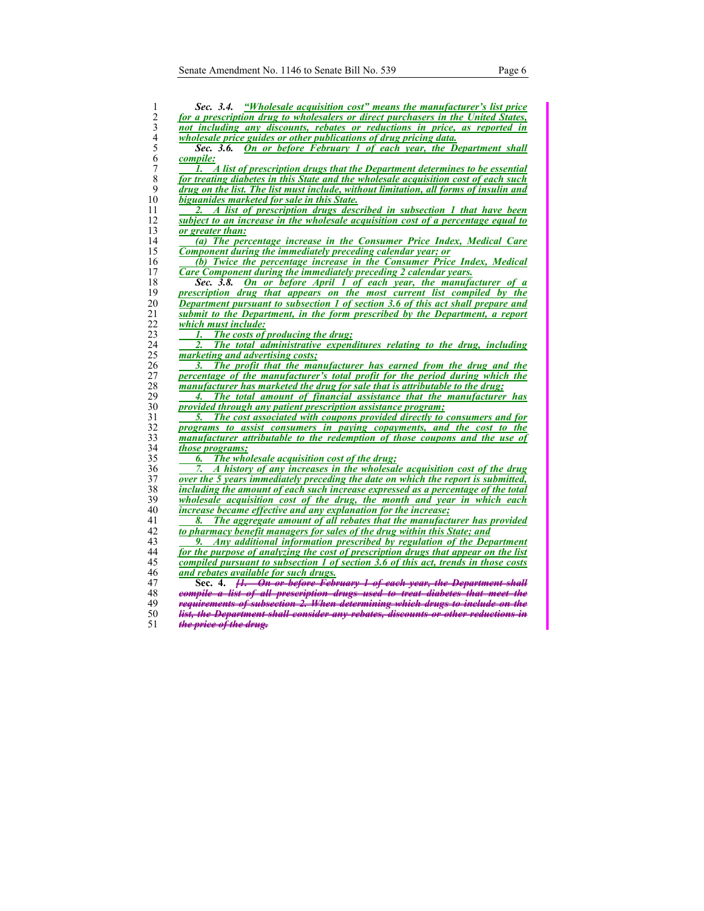***Sec. 3.4. "Wholesale acquisition cost" means the manufacturer's list price for a prescription drug to wholesalers or direct purchasers in the United States, not including any discounts, rebates or reductions in price, as reported in wholesale price guides or other publications of drug pricing data.***

***Sec. 3.6. On or before February 1 of each year, the Department shall compile:***

***1. A list of prescription drugs that the Department determines to be essential for treating diabetes in this State and the wholesale acquisition cost of each such drug on the list. The list must include, without limitation, all forms of insulin and biguanides marketed for sale in this State.***

***2. A list of prescription drugs described in subsection 1 that have been subject to an increase in the wholesale acquisition cost of a percentage equal to or greater than:***

***(a) The percentage increase in the Consumer Price Index, Medical Care Component during the immediately preceding calendar year; or***

***(b) Twice the percentage increase in the Consumer Price Index, Medical Care Component during the immediately preceding 2 calendar years.***

***Sec. 3.8. On or before April 1 of each year, the manufacturer of a prescription drug that appears on the most current list compiled by the Department pursuant to subsection 1 of section 3.6 of this act shall prepare and submit to the Department, in the form prescribed by the Department, a report which must include:***

***1. The costs of producing the drug;***

***2. The total administrative expenditures relating to the drug, including marketing and advertising costs;***

***3. The profit that the manufacturer has earned from the drug and the percentage of the manufacturer's total profit for the period during which the manufacturer has marketed the drug for sale that is attributable to the drug;***

***4. The total amount of financial assistance that the manufacturer has provided through any patient prescription assistance program;***

***5. The cost associated with coupons provided directly to consumers and for programs to assist consumers in paying copayments, and the cost to the manufacturer attributable to the redemption of those coupons and the use of those programs;***

***6. The wholesale acquisition cost of the drug;***

***7. A history of any increases in the wholesale acquisition cost of the drug over the 5 years immediately preceding the date on which the report is submitted, including the amount of each such increase expressed as a percentage of the total wholesale acquisition cost of the drug, the month and year in which each increase became effective and any explanation for the increase;***

***8. The aggregate amount of all rebates that the manufacturer has provided to pharmacy benefit managers for sales of the drug within this State; and***

***9. Any additional information prescribed by regulation of the Department for the purpose of analyzing the cost of prescription drugs that appear on the list compiled pursuant to subsection 1 of section 3.6 of this act, trends in those costs and rebates available for such drugs.***

**Sec. 4.** ~~***[1. On or before February 1 of each year, the Department shall compile a list of all prescription drugs used to treat diabetes that meet the requirements of subsection 2. When determining which drugs to include on the list, the Department shall consider any rebates, discounts or other reductions in the price of the drug.***~~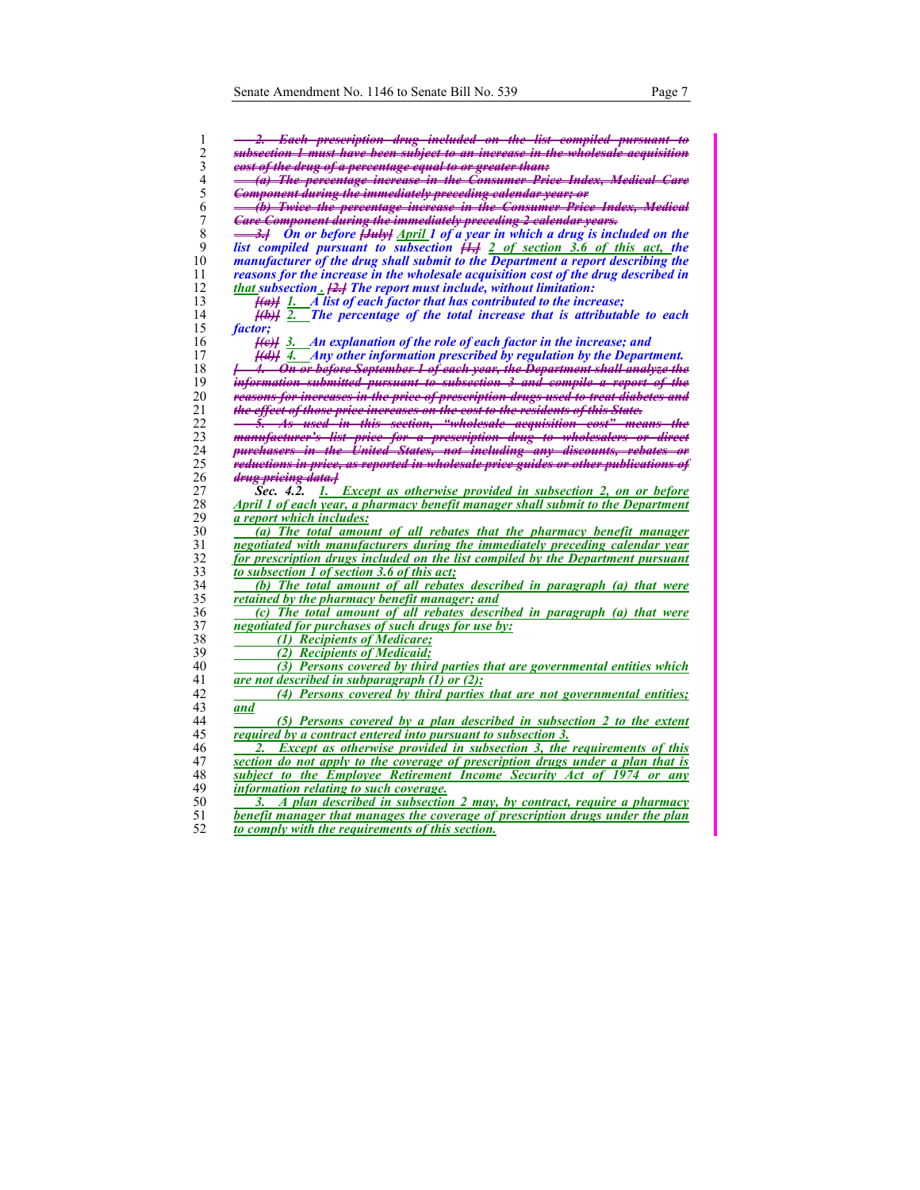~~2. Each prescription drug included on the list compiled pursuant to subsection 1 must have been subject to an increase in the wholesale acquisition cost of the drug of a percentage equal to or greater than:~~

~~(a) The percentage increase in the Consumer Price Index, Medical Care Component during the immediately preceding calendar year; or~~

~~(b) Twice the percentage increase in the Consumer Price Index, Medical Care Component during the immediately preceding 2 calendar years.~~

~~3.]~~ *On or before* ~~[July]~~ April *1 of a year in which a drug is included on the list compiled pursuant to subsection* ~~[1,]~~ 2 of section 3.6 of this act, *the manufacturer of the drug shall submit to the Department a report describing the reasons for the increase in the wholesale acquisition cost of the drug described in* that *subsection* . ~~[2.]~~ *The report must include, without limitation:*

~~[(a)]~~ 1. *A list of each factor that has contributed to the increase;*

~~[(b)]~~ 2. *The percentage of the total increase that is attributable to each factor;*

~~[(c)]~~ 3. *An explanation of the role of each factor in the increase; and*

~~[(d)]~~ 4. *Any other information prescribed by regulation by the Department.*

~~[ 4. On or before September 1 of each year, the Department shall analyze the information submitted pursuant to subsection 3 and compile a report of the reasons for increases in the price of prescription drugs used to treat diabetes and the effect of those price increases on the cost to the residents of this State.~~

~~5. As used in this section, "wholesale acquisition cost" means the manufacturer's list price for a prescription drug to wholesalers or direct purchasers in the United States, not including any discounts, rebates or reductions in price, as reported in wholesale price guides or other publications of drug pricing data.]~~

***Sec. 4.2.*** 1. Except as otherwise provided in subsection 2, on or before April 1 of each year, a pharmacy benefit manager shall submit to the Department a report which includes:

(a) The total amount of all rebates that the pharmacy benefit manager negotiated with manufacturers during the immediately preceding calendar year for prescription drugs included on the list compiled by the Department pursuant to subsection 1 of section 3.6 of this act;

(b) The total amount of all rebates described in paragraph (a) that were retained by the pharmacy benefit manager; and

(c) The total amount of all rebates described in paragraph (a) that were negotiated for purchases of such drugs for use by:

(1) Recipients of Medicare;

(2) Recipients of Medicaid;

(3) Persons covered by third parties that are governmental entities which are not described in subparagraph (1) or (2);

(4) Persons covered by third parties that are not governmental entities; and

(5) Persons covered by a plan described in subsection 2 to the extent required by a contract entered into pursuant to subsection 3.

2. Except as otherwise provided in subsection 3, the requirements of this section do not apply to the coverage of prescription drugs under a plan that is subject to the Employee Retirement Income Security Act of 1974 or any information relating to such coverage.

3. A plan described in subsection 2 may, by contract, require a pharmacy benefit manager that manages the coverage of prescription drugs under the plan to comply with the requirements of this section.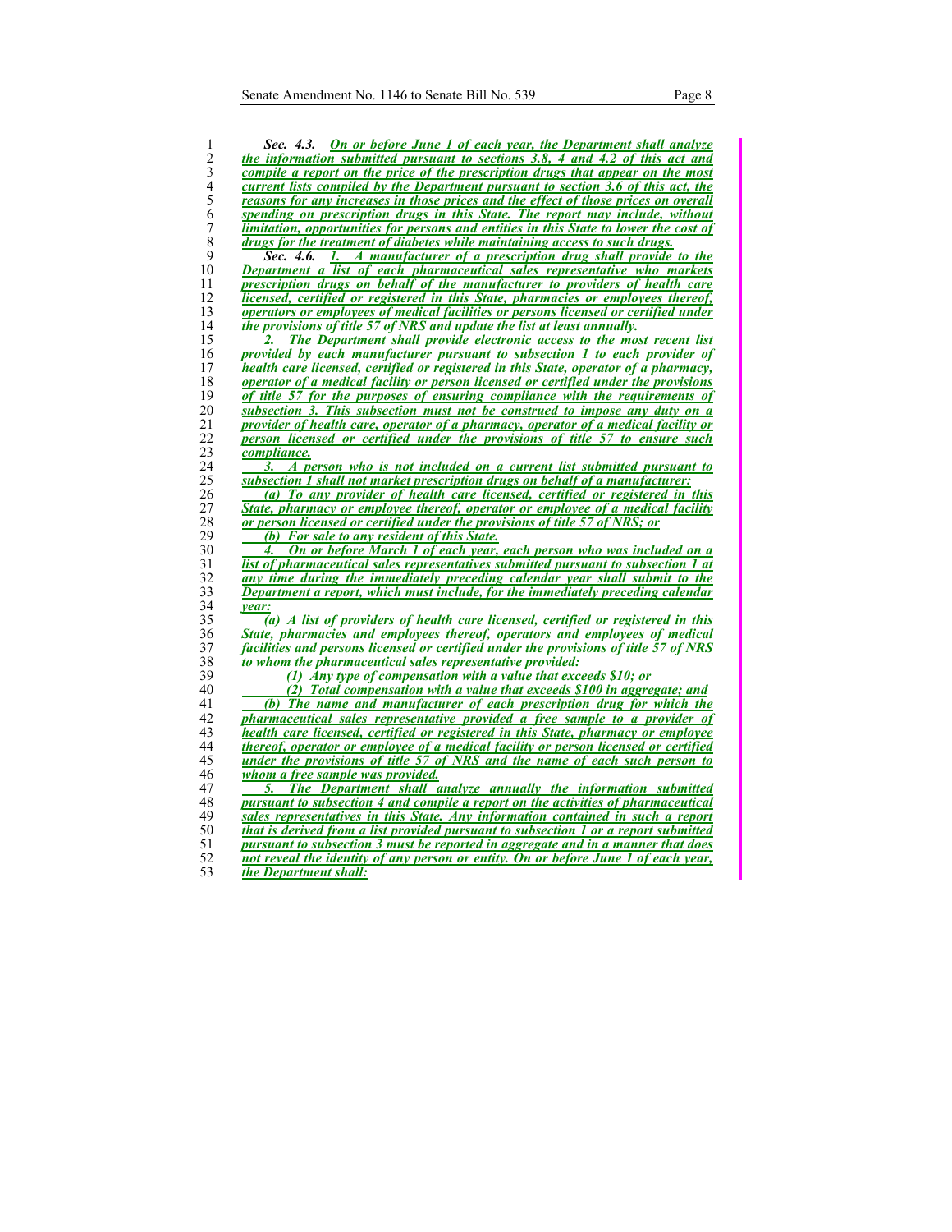***Sec. 4.3. On or before June 1 of each year, the Department shall analyze the information submitted pursuant to sections 3.8, 4 and 4.2 of this act and compile a report on the price of the prescription drugs that appear on the most current lists compiled by the Department pursuant to section 3.6 of this act, the reasons for any increases in those prices and the effect of those prices on overall spending on prescription drugs in this State. The report may include, without limitation, opportunities for persons and entities in this State to lower the cost of drugs for the treatment of diabetes while maintaining access to such drugs.***

***Sec. 4.6. 1. A manufacturer of a prescription drug shall provide to the Department a list of each pharmaceutical sales representative who markets prescription drugs on behalf of the manufacturer to providers of health care licensed, certified or registered in this State, pharmacies or employees thereof, operators or employees of medical facilities or persons licensed or certified under the provisions of title 57 of NRS and update the list at least annually.***

***2. The Department shall provide electronic access to the most recent list provided by each manufacturer pursuant to subsection 1 to each provider of health care licensed, certified or registered in this State, operator of a pharmacy, operator of a medical facility or person licensed or certified under the provisions of title 57 for the purposes of ensuring compliance with the requirements of subsection 3. This subsection must not be construed to impose any duty on a provider of health care, operator of a pharmacy, operator of a medical facility or person licensed or certified under the provisions of title 57 to ensure such compliance.***

***3. A person who is not included on a current list submitted pursuant to subsection 1 shall not market prescription drugs on behalf of a manufacturer:***

***(a) To any provider of health care licensed, certified or registered in this State, pharmacy or employee thereof, operator or employee of a medical facility or person licensed or certified under the provisions of title 57 of NRS; or***

***(b) For sale to any resident of this State.***

***4. On or before March 1 of each year, each person who was included on a list of pharmaceutical sales representatives submitted pursuant to subsection 1 at any time during the immediately preceding calendar year shall submit to the Department a report, which must include, for the immediately preceding calendar year:***

***(a) A list of providers of health care licensed, certified or registered in this State, pharmacies and employees thereof, operators and employees of medical facilities and persons licensed or certified under the provisions of title 57 of NRS to whom the pharmaceutical sales representative provided:***

***(1) Any type of compensation with a value that exceeds $10; or***

***(2) Total compensation with a value that exceeds $100 in aggregate; and***

***(b) The name and manufacturer of each prescription drug for which the pharmaceutical sales representative provided a free sample to a provider of health care licensed, certified or registered in this State, pharmacy or employee thereof, operator or employee of a medical facility or person licensed or certified under the provisions of title 57 of NRS and the name of each such person to whom a free sample was provided.***

***5. The Department shall analyze annually the information submitted pursuant to subsection 4 and compile a report on the activities of pharmaceutical sales representatives in this State. Any information contained in such a report that is derived from a list provided pursuant to subsection 1 or a report submitted pursuant to subsection 3 must be reported in aggregate and in a manner that does not reveal the identity of any person or entity. On or before June 1 of each year, the Department shall:***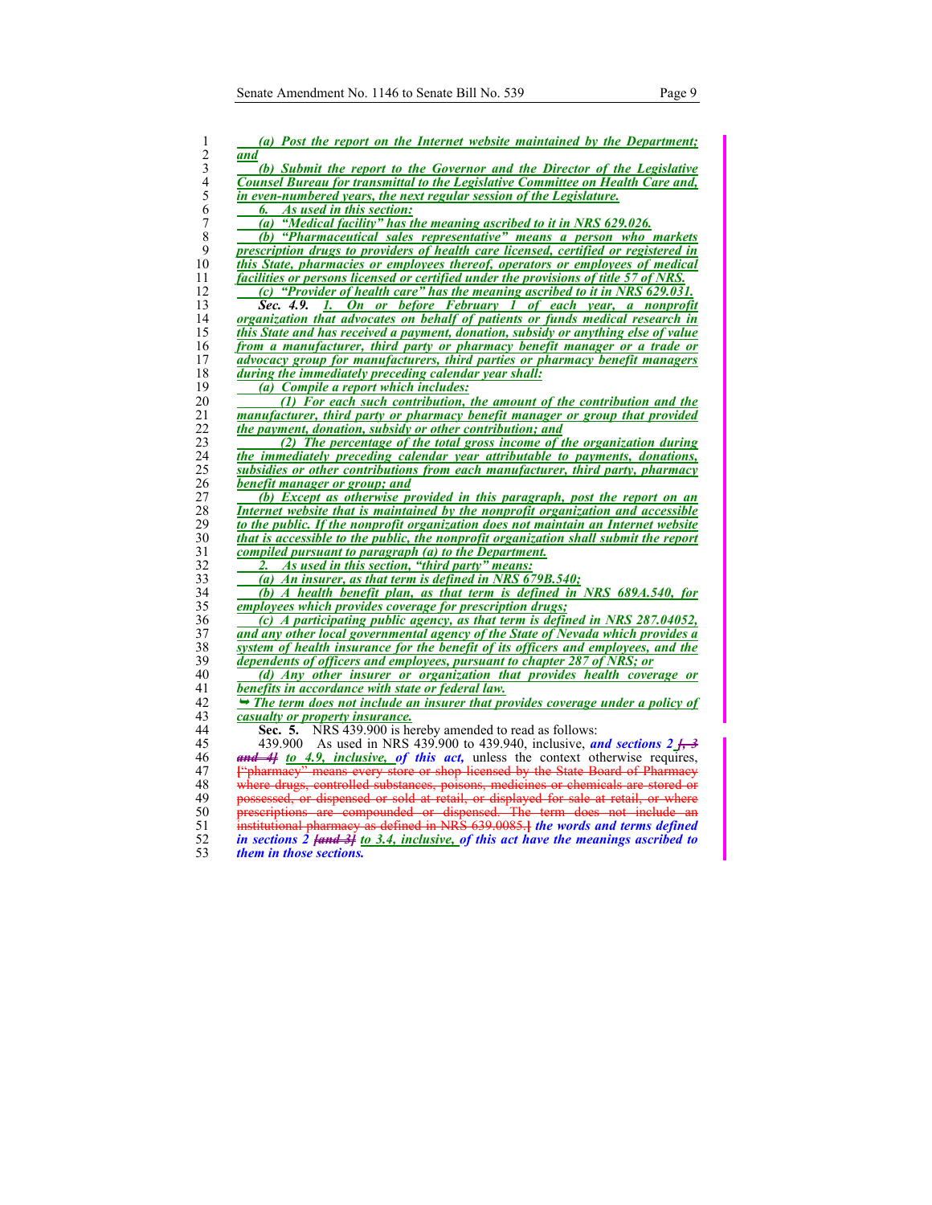(a) Post the report on the Internet website maintained by the Department; and

(b) Submit the report to the Governor and the Director of the Legislative Counsel Bureau for transmittal to the Legislative Committee on Health Care and, in even-numbered years, the next regular session of the Legislature.

6. As used in this section:

(a) "Medical facility" has the meaning ascribed to it in NRS 629.026.

(b) "Pharmaceutical sales representative" means a person who markets prescription drugs to providers of health care licensed, certified or registered in this State, pharmacies or employees thereof, operators or employees of medical facilities or persons licensed or certified under the provisions of title 57 of NRS.

(c) "Provider of health care" has the meaning ascribed to it in NRS 629.031.

**Sec. 4.9.** 1. On or before February 1 of each year, a nonprofit organization that advocates on behalf of patients or funds medical research in this State and has received a payment, donation, subsidy or anything else of value from a manufacturer, third party or pharmacy benefit manager or a trade or advocacy group for manufacturers, third parties or pharmacy benefit managers during the immediately preceding calendar year shall:

(a) Compile a report which includes:

(1) For each such contribution, the amount of the contribution and the manufacturer, third party or pharmacy benefit manager or group that provided the payment, donation, subsidy or other contribution; and

(2) The percentage of the total gross income of the organization during the immediately preceding calendar year attributable to payments, donations, subsidies or other contributions from each manufacturer, third party, pharmacy benefit manager or group; and

(b) Except as otherwise provided in this paragraph, post the report on an Internet website that is maintained by the nonprofit organization and accessible to the public. If the nonprofit organization does not maintain an Internet website that is accessible to the public, the nonprofit organization shall submit the report compiled pursuant to paragraph (a) to the Department.

2. As used in this section, "third party" means:

(a) An insurer, as that term is defined in NRS 679B.540;

(b) A health benefit plan, as that term is defined in NRS 689A.540, for employees which provides coverage for prescription drugs;

(c) A participating public agency, as that term is defined in NRS 287.04052, and any other local governmental agency of the State of Nevada which provides a system of health insurance for the benefit of its officers and employees, and the dependents of officers and employees, pursuant to chapter 287 of NRS; or

(d) Any other insurer or organization that provides health coverage or benefits in accordance with state or federal law.

➥ The term does not include an insurer that provides coverage under a policy of casualty or property insurance.

**Sec. 5.** NRS 439.900 is hereby amended to read as follows:

439.900 As used in NRS 439.900 to 439.940, inclusive, *and sections 2 [, 3 and 4] to 4.9, inclusive, of this act,* unless the context otherwise requires, [“pharmacy” means every store or shop licensed by the State Board of Pharmacy where drugs, controlled substances, poisons, medicines or chemicals are stored or possessed, or dispensed or sold at retail, or displayed for sale at retail, or where prescriptions are compounded or dispensed. The term does not include an institutional pharmacy as defined in NRS 639.0085.] *the words and terms defined in sections 2 [and 3] to 3.4, inclusive, of this act have the meanings ascribed to them in those sections.*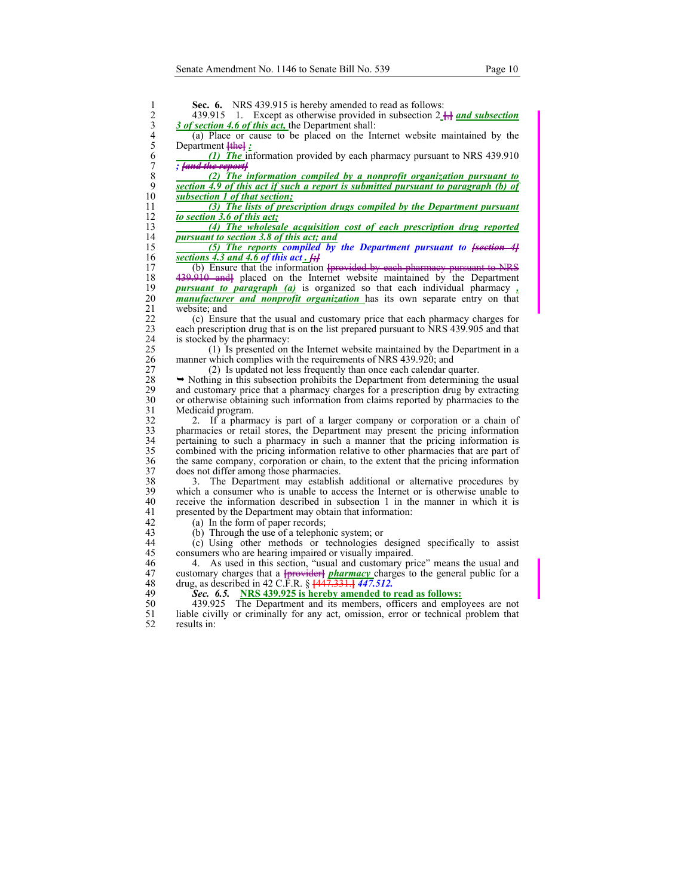**Sec. 6.** NRS 439.915 is hereby amended to read as follows:

439.915 1. Except as otherwise provided in subsection 2 [,] ***and subsection 3 of section 4.6 of this act,*** the Department shall:

(a) Place or cause to be placed on the Internet website maintained by the Department [the] ***:***

***(1) The*** information provided by each pharmacy pursuant to NRS 439.910 ***;*** [and the report]

***(2) The information compiled by a nonprofit organization pursuant to section 4.9 of this act if such a report is submitted pursuant to paragraph (b) of subsection 1 of that section;***

***(3) The lists of prescription drugs compiled by the Department pursuant to section 3.6 of this act;***

***(4) The wholesale acquisition cost of each prescription drug reported pursuant to section 3.8 of this act; and***

***(5) The reports*** ***compiled by the Department pursuant to*** [section 4] ***sections 4.3 and 4.6 of this act .*** [;]

(b) Ensure that the information [provided by each pharmacy pursuant to NRS 439.910 and] placed on the Internet website maintained by the Department ***pursuant to paragraph (a)*** is organized so that each individual pharmacy ***, manufacturer and nonprofit organization*** has its own separate entry on that website; and

(c) Ensure that the usual and customary price that each pharmacy charges for each prescription drug that is on the list prepared pursuant to NRS 439.905 and that is stocked by the pharmacy:

(1) Is presented on the Internet website maintained by the Department in a manner which complies with the requirements of NRS 439.920; and

(2) Is updated not less frequently than once each calendar quarter.

➥ Nothing in this subsection prohibits the Department from determining the usual and customary price that a pharmacy charges for a prescription drug by extracting or otherwise obtaining such information from claims reported by pharmacies to the Medicaid program.

2. If a pharmacy is part of a larger company or corporation or a chain of pharmacies or retail stores, the Department may present the pricing information pertaining to such a pharmacy in such a manner that the pricing information is combined with the pricing information relative to other pharmacies that are part of the same company, corporation or chain, to the extent that the pricing information does not differ among those pharmacies.

3. The Department may establish additional or alternative procedures by which a consumer who is unable to access the Internet or is otherwise unable to receive the information described in subsection 1 in the manner in which it is presented by the Department may obtain that information:

(a) In the form of paper records;

(b) Through the use of a telephonic system; or

(c) Using other methods or technologies designed specifically to assist consumers who are hearing impaired or visually impaired.

4. As used in this section, "usual and customary price" means the usual and customary charges that a [provider] ***pharmacy*** charges to the general public for a drug, as described in 42 C.F.R. § [447.331.] ***447.512.***

***Sec. 6.5.*** **NRS 439.925 is hereby amended to read as follows:**

439.925 The Department and its members, officers and employees are not liable civilly or criminally for any act, omission, error or technical problem that results in: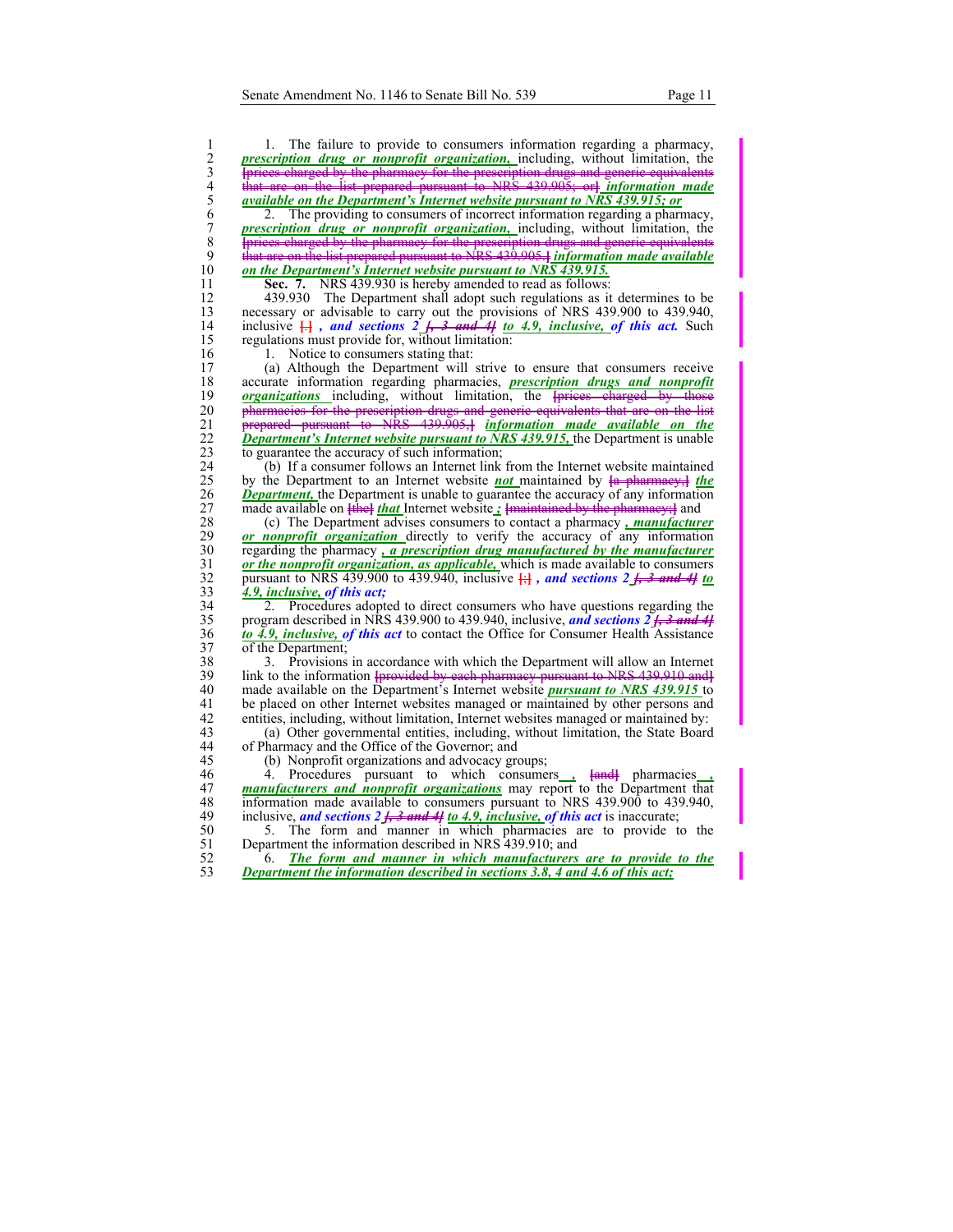1. The failure to provide to consumers information regarding a pharmacy, ***prescription drug or nonprofit organization,*** including, without limitation, the [prices charged by the pharmacy for the prescription drugs and generic equivalents that are on the list prepared pursuant to NRS 439.905; or] ***information made available on the Department's Internet website pursuant to NRS 439.915; or***

2. The providing to consumers of incorrect information regarding a pharmacy, ***prescription drug or nonprofit organization,*** including, without limitation, the [prices charged by the pharmacy for the prescription drugs and generic equivalents that are on the list prepared pursuant to NRS 439.905.] ***information made available on the Department's Internet website pursuant to NRS 439.915.***

**Sec. 7.** NRS 439.930 is hereby amended to read as follows:

439.930 The Department shall adopt such regulations as it determines to be necessary or advisable to carry out the provisions of NRS 439.900 to 439.940, inclusive [.] ***, and sections 2 [, 3 and 4] to 4.9, inclusive, of this act.*** Such regulations must provide for, without limitation:

1. Notice to consumers stating that:

(a) Although the Department will strive to ensure that consumers receive accurate information regarding pharmacies, ***prescription drugs and nonprofit organizations*** including, without limitation, the [prices charged by those pharmacies for the prescription drugs and generic equivalents that are on the list prepared pursuant to NRS 439.905,] ***information made available on the Department's Internet website pursuant to NRS 439.915,*** the Department is unable to guarantee the accuracy of such information;

(b) If a consumer follows an Internet link from the Internet website maintained by the Department to an Internet website ***not*** maintained by [a pharmacy,] ***the Department,*** the Department is unable to guarantee the accuracy of any information made available on [the] ***that*** Internet website ***;*** [maintained by the pharmacy;] and

(c) The Department advises consumers to contact a pharmacy ***, manufacturer or nonprofit organization*** directly to verify the accuracy of any information regarding the pharmacy ***, a prescription drug manufactured by the manufacturer or the nonprofit organization, as applicable,*** which is made available to consumers pursuant to NRS 439.900 to 439.940, inclusive [;] ***, and sections 2 [, 3 and 4] to 4.9, inclusive, of this act;***

2. Procedures adopted to direct consumers who have questions regarding the program described in NRS 439.900 to 439.940, inclusive, ***and sections 2 [, 3 and 4] to 4.9, inclusive, of this act*** to contact the Office for Consumer Health Assistance of the Department;

3. Provisions in accordance with which the Department will allow an Internet link to the information [provided by each pharmacy pursuant to NRS 439.910 and] made available on the Department's Internet website ***pursuant to NRS 439.915*** to be placed on other Internet websites managed or maintained by other persons and entities, including, without limitation, Internet websites managed or maintained by:

(a) Other governmental entities, including, without limitation, the State Board of Pharmacy and the Office of the Governor; and

(b) Nonprofit organizations and advocacy groups;

4. Procedures pursuant to which consumers ***,*** [and] pharmacies ***, manufacturers and nonprofit organizations*** may report to the Department that information made available to consumers pursuant to NRS 439.900 to 439.940, inclusive, ***and sections 2 [, 3 and 4] to 4.9, inclusive, of this act*** is inaccurate;

5. The form and manner in which pharmacies are to provide to the Department the information described in NRS 439.910; and

6. ***The form and manner in which manufacturers are to provide to the Department the information described in sections 3.8, 4 and 4.6 of this act;***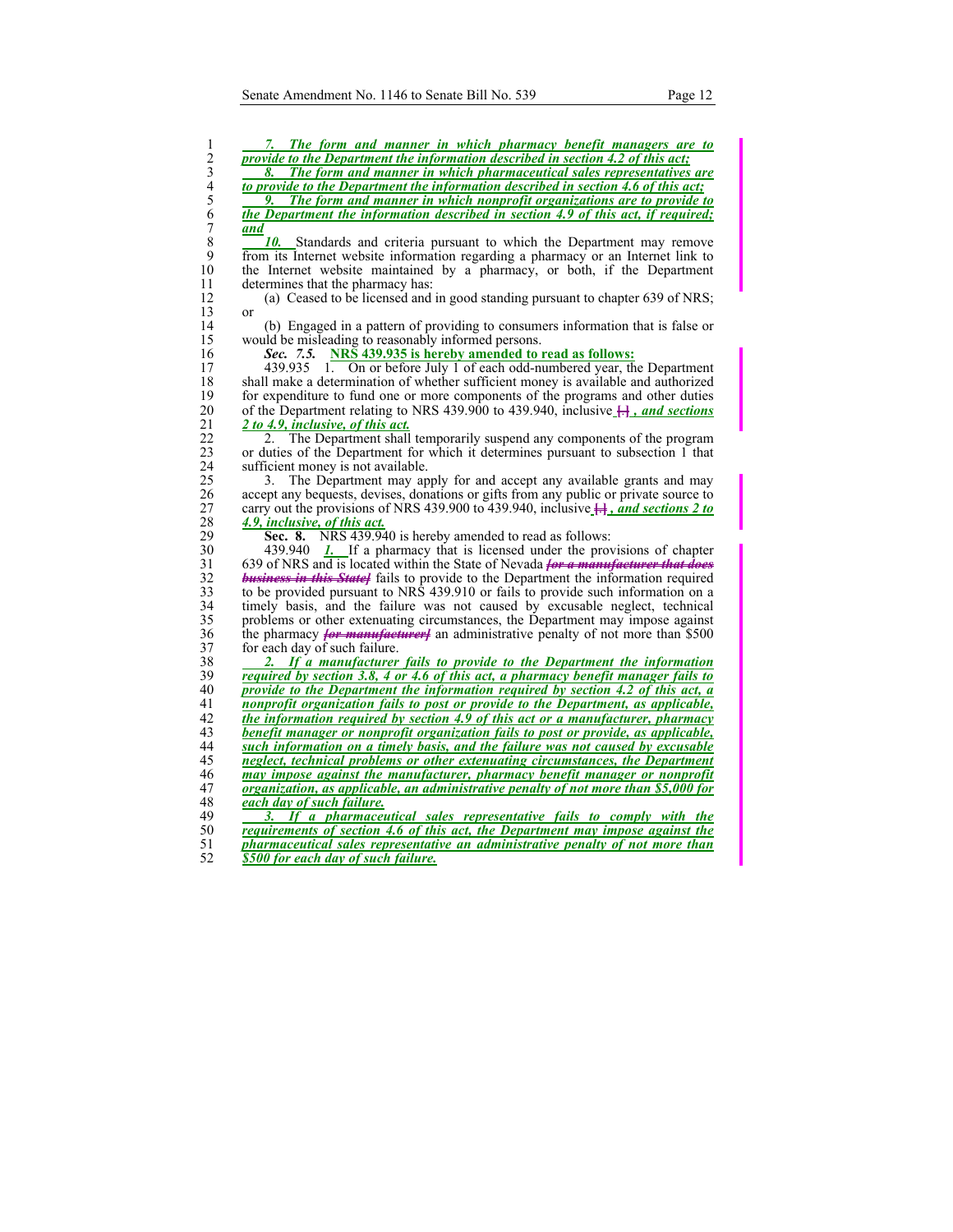7. *The form and manner in which pharmacy benefit managers are to provide to the Department the information described in section 4.2 of this act;*

8. *The form and manner in which pharmaceutical sales representatives are to provide to the Department the information described in section 4.6 of this act;*

9. *The form and manner in which nonprofit organizations are to provide to the Department the information described in section 4.9 of this act, if required; and*

*10.* Standards and criteria pursuant to which the Department may remove from its Internet website information regarding a pharmacy or an Internet link to the Internet website maintained by a pharmacy, or both, if the Department determines that the pharmacy has:

(a) Ceased to be licensed and in good standing pursuant to chapter 639 of NRS; or

(b) Engaged in a pattern of providing to consumers information that is false or would be misleading to reasonably informed persons.

***Sec. 7.5.* NRS 439.935 is hereby amended to read as follows:**

439.935 1. On or before July 1 of each odd-numbered year, the Department shall make a determination of whether sufficient money is available and authorized for expenditure to fund one or more components of the programs and other duties of the Department relating to NRS 439.900 to 439.940, inclusive [.] *, and sections 2 to 4.9, inclusive, of this act.*

2. The Department shall temporarily suspend any components of the program or duties of the Department for which it determines pursuant to subsection 1 that sufficient money is not available.

3. The Department may apply for and accept any available grants and may accept any bequests, devises, donations or gifts from any public or private source to carry out the provisions of NRS 439.900 to 439.940, inclusive [.] *, and sections 2 to 4.9, inclusive, of this act.*

**Sec. 8.** NRS 439.940 is hereby amended to read as follows:

439.940 *1.* If a pharmacy that is licensed under the provisions of chapter 639 of NRS and is located within the State of Nevada ~~[or a manufacturer that does business in this State]~~ fails to provide to the Department the information required to be provided pursuant to NRS 439.910 or fails to provide such information on a timely basis, and the failure was not caused by excusable neglect, technical problems or other extenuating circumstances, the Department may impose against the pharmacy ~~[or manufacturer]~~ an administrative penalty of not more than $500 for each day of such failure.

*2. If a manufacturer fails to provide to the Department the information required by section 3.8, 4 or 4.6 of this act, a pharmacy benefit manager fails to provide to the Department the information required by section 4.2 of this act, a nonprofit organization fails to post or provide to the Department, as applicable, the information required by section 4.9 of this act or a manufacturer, pharmacy benefit manager or nonprofit organization fails to post or provide, as applicable, such information on a timely basis, and the failure was not caused by excusable neglect, technical problems or other extenuating circumstances, the Department may impose against the manufacturer, pharmacy benefit manager or nonprofit organization, as applicable, an administrative penalty of not more than $5,000 for each day of such failure.*

*3. If a pharmaceutical sales representative fails to comply with the requirements of section 4.6 of this act, the Department may impose against the pharmaceutical sales representative an administrative penalty of not more than $500 for each day of such failure.*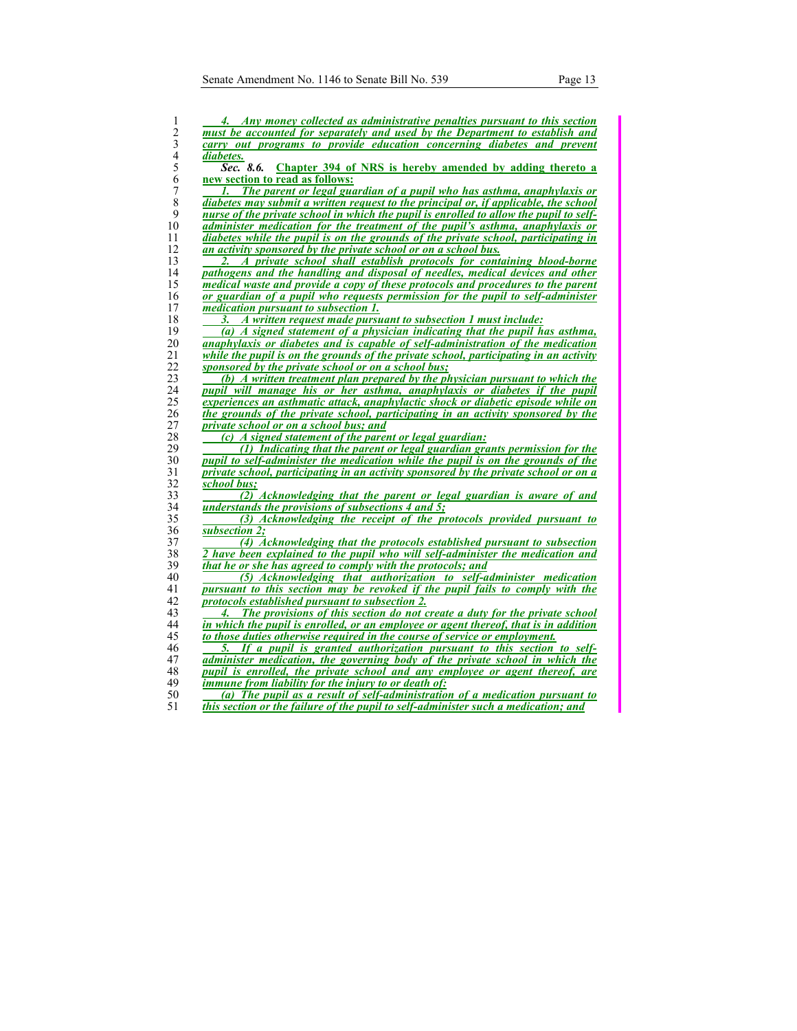*4. Any money collected as administrative penalties pursuant to this section must be accounted for separately and used by the Department to establish and carry out programs to provide education concerning diabetes and prevent diabetes.*

***Sec. 8.6.* Chapter 394 of NRS is hereby amended by adding thereto a new section to read as follows:**

*1. The parent or legal guardian of a pupil who has asthma, anaphylaxis or diabetes may submit a written request to the principal or, if applicable, the school nurse of the private school in which the pupil is enrolled to allow the pupil to self-administer medication for the treatment of the pupil's asthma, anaphylaxis or diabetes while the pupil is on the grounds of the private school, participating in an activity sponsored by the private school or on a school bus.*

*2. A private school shall establish protocols for containing blood-borne pathogens and the handling and disposal of needles, medical devices and other medical waste and provide a copy of these protocols and procedures to the parent or guardian of a pupil who requests permission for the pupil to self-administer medication pursuant to subsection 1.*

*3. A written request made pursuant to subsection 1 must include:*

*(a) A signed statement of a physician indicating that the pupil has asthma, anaphylaxis or diabetes and is capable of self-administration of the medication while the pupil is on the grounds of the private school, participating in an activity sponsored by the private school or on a school bus;*

*(b) A written treatment plan prepared by the physician pursuant to which the pupil will manage his or her asthma, anaphylaxis or diabetes if the pupil experiences an asthmatic attack, anaphylactic shock or diabetic episode while on the grounds of the private school, participating in an activity sponsored by the private school or on a school bus; and*

*(c) A signed statement of the parent or legal guardian:*

*(1) Indicating that the parent or legal guardian grants permission for the pupil to self-administer the medication while the pupil is on the grounds of the private school, participating in an activity sponsored by the private school or on a school bus;*

*(2) Acknowledging that the parent or legal guardian is aware of and understands the provisions of subsections 4 and 5;*

*(3) Acknowledging the receipt of the protocols provided pursuant to subsection 2;*

*(4) Acknowledging that the protocols established pursuant to subsection 2 have been explained to the pupil who will self-administer the medication and that he or she has agreed to comply with the protocols; and*

*(5) Acknowledging that authorization to self-administer medication pursuant to this section may be revoked if the pupil fails to comply with the protocols established pursuant to subsection 2.*

*4. The provisions of this section do not create a duty for the private school in which the pupil is enrolled, or an employee or agent thereof, that is in addition to those duties otherwise required in the course of service or employment.*

*5. If a pupil is granted authorization pursuant to this section to self-administer medication, the governing body of the private school in which the pupil is enrolled, the private school and any employee or agent thereof, are immune from liability for the injury to or death of:*

*(a) The pupil as a result of self-administration of a medication pursuant to this section or the failure of the pupil to self-administer such a medication; and*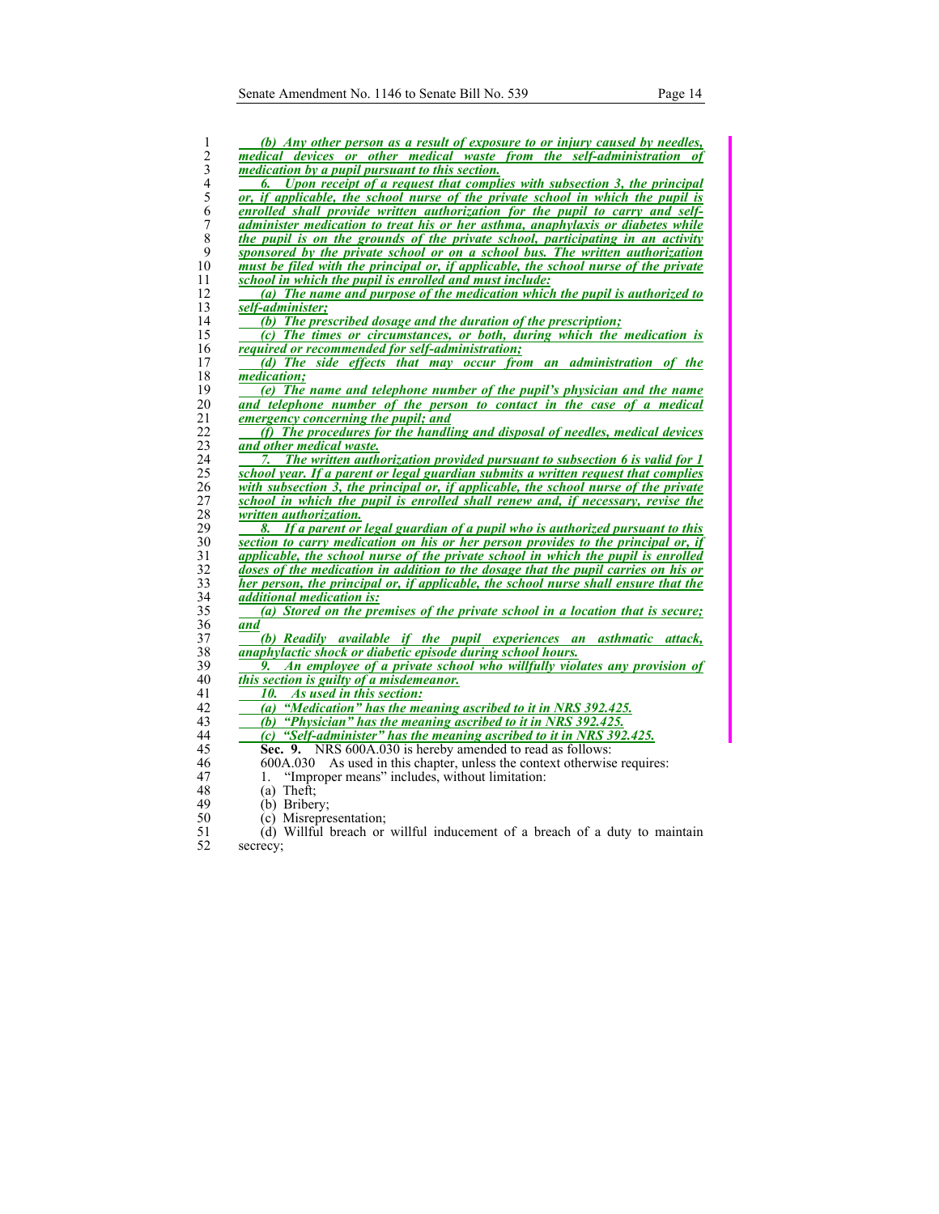***(b) Any other person as a result of exposure to or injury caused by needles, medical devices or other medical waste from the self-administration of medication by a pupil pursuant to this section.***

***6. Upon receipt of a request that complies with subsection 3, the principal or, if applicable, the school nurse of the private school in which the pupil is enrolled shall provide written authorization for the pupil to carry and self-administer medication to treat his or her asthma, anaphylaxis or diabetes while the pupil is on the grounds of the private school, participating in an activity sponsored by the private school or on a school bus. The written authorization must be filed with the principal or, if applicable, the school nurse of the private school in which the pupil is enrolled and must include:***

***(a) The name and purpose of the medication which the pupil is authorized to self-administer;***

***(b) The prescribed dosage and the duration of the prescription;***

***(c) The times or circumstances, or both, during which the medication is required or recommended for self-administration;***

***(d) The side effects that may occur from an administration of the medication;***

***(e) The name and telephone number of the pupil's physician and the name and telephone number of the person to contact in the case of a medical emergency concerning the pupil; and***

***(f) The procedures for the handling and disposal of needles, medical devices and other medical waste.***

***7. The written authorization provided pursuant to subsection 6 is valid for 1 school year. If a parent or legal guardian submits a written request that complies with subsection 3, the principal or, if applicable, the school nurse of the private school in which the pupil is enrolled shall renew and, if necessary, revise the written authorization.***

***8. If a parent or legal guardian of a pupil who is authorized pursuant to this section to carry medication on his or her person provides to the principal or, if applicable, the school nurse of the private school in which the pupil is enrolled doses of the medication in addition to the dosage that the pupil carries on his or her person, the principal or, if applicable, the school nurse shall ensure that the additional medication is:***

***(a) Stored on the premises of the private school in a location that is secure; and***

***(b) Readily available if the pupil experiences an asthmatic attack, anaphylactic shock or diabetic episode during school hours.***

***9. An employee of a private school who willfully violates any provision of this section is guilty of a misdemeanor.***

***10. As used in this section:***

***(a) "Medication" has the meaning ascribed to it in NRS 392.425.***

***(b) "Physician" has the meaning ascribed to it in NRS 392.425.***

***(c) "Self-administer" has the meaning ascribed to it in NRS 392.425.***

**Sec. 9.** NRS 600A.030 is hereby amended to read as follows:

600A.030 As used in this chapter, unless the context otherwise requires:

1. "Improper means" includes, without limitation:

(a) Theft;

(b) Bribery;

(c) Misrepresentation;

(d) Willful breach or willful inducement of a breach of a duty to maintain secrecy;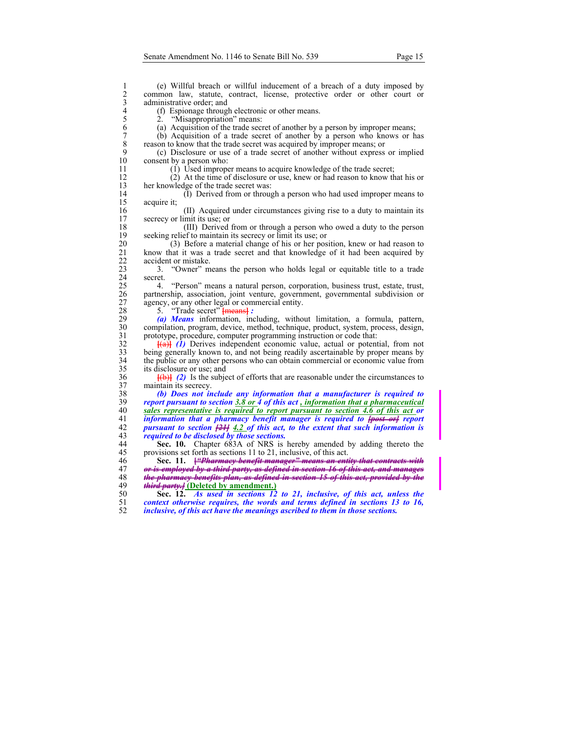(e) Willful breach or willful inducement of a breach of a duty imposed by common law, statute, contract, license, protective order or other court or administrative order; and

(f) Espionage through electronic or other means.

2. "Misappropriation" means:

(a) Acquisition of the trade secret of another by a person by improper means;

(b) Acquisition of a trade secret of another by a person who knows or has reason to know that the trade secret was acquired by improper means; or

(c) Disclosure or use of a trade secret of another without express or implied consent by a person who:

(1) Used improper means to acquire knowledge of the trade secret;

(2) At the time of disclosure or use, knew or had reason to know that his or her knowledge of the trade secret was:

(I) Derived from or through a person who had used improper means to acquire it;

(II) Acquired under circumstances giving rise to a duty to maintain its secrecy or limit its use; or

(III) Derived from or through a person who owed a duty to the person seeking relief to maintain its secrecy or limit its use; or

(3) Before a material change of his or her position, knew or had reason to know that it was a trade secret and that knowledge of it had been acquired by accident or mistake.

3. "Owner" means the person who holds legal or equitable title to a trade secret.

4. "Person" means a natural person, corporation, business trust, estate, trust, partnership, association, joint venture, government, governmental subdivision or agency, or any other legal or commercial entity.

5. "Trade secret" ~~[means]~~ ***:***

***(a) Means*** information, including, without limitation, a formula, pattern, compilation, program, device, method, technique, product, system, process, design, prototype, procedure, computer programming instruction or code that:

~~[(a)]~~ ***(1)*** Derives independent economic value, actual or potential, from not being generally known to, and not being readily ascertainable by proper means by the public or any other persons who can obtain commercial or economic value from its disclosure or use; and

~~[(b)]~~ ***(2)*** Is the subject of efforts that are reasonable under the circumstances to maintain its secrecy.

***(b) Does not include any information that a manufacturer is required to report pursuant to section 3.8 or 4 of this act , information that a pharmaceutical sales representative is required to report pursuant to section 4.6 of this act or information that a pharmacy benefit manager is required to ~~[post or]~~ report pursuant to section ~~[21]~~ 4.2 of this act, to the extent that such information is required to be disclosed by those sections.***

**Sec. 10.** Chapter 683A of NRS is hereby amended by adding thereto the provisions set forth as sections 11 to 21, inclusive, of this act.

**Sec. 11.** ~~[**"Pharmacy benefit manager" means an entity that contracts with or is employed by a third party, as defined in section 16 of this act, and manages the pharmacy benefits plan, as defined in section 15 of this act, provided by the third party.**]~~ **(Deleted by amendment.)**

**Sec. 12.** ***As used in sections 12 to 21, inclusive, of this act, unless the context otherwise requires, the words and terms defined in sections 13 to 16, inclusive, of this act have the meanings ascribed to them in those sections.***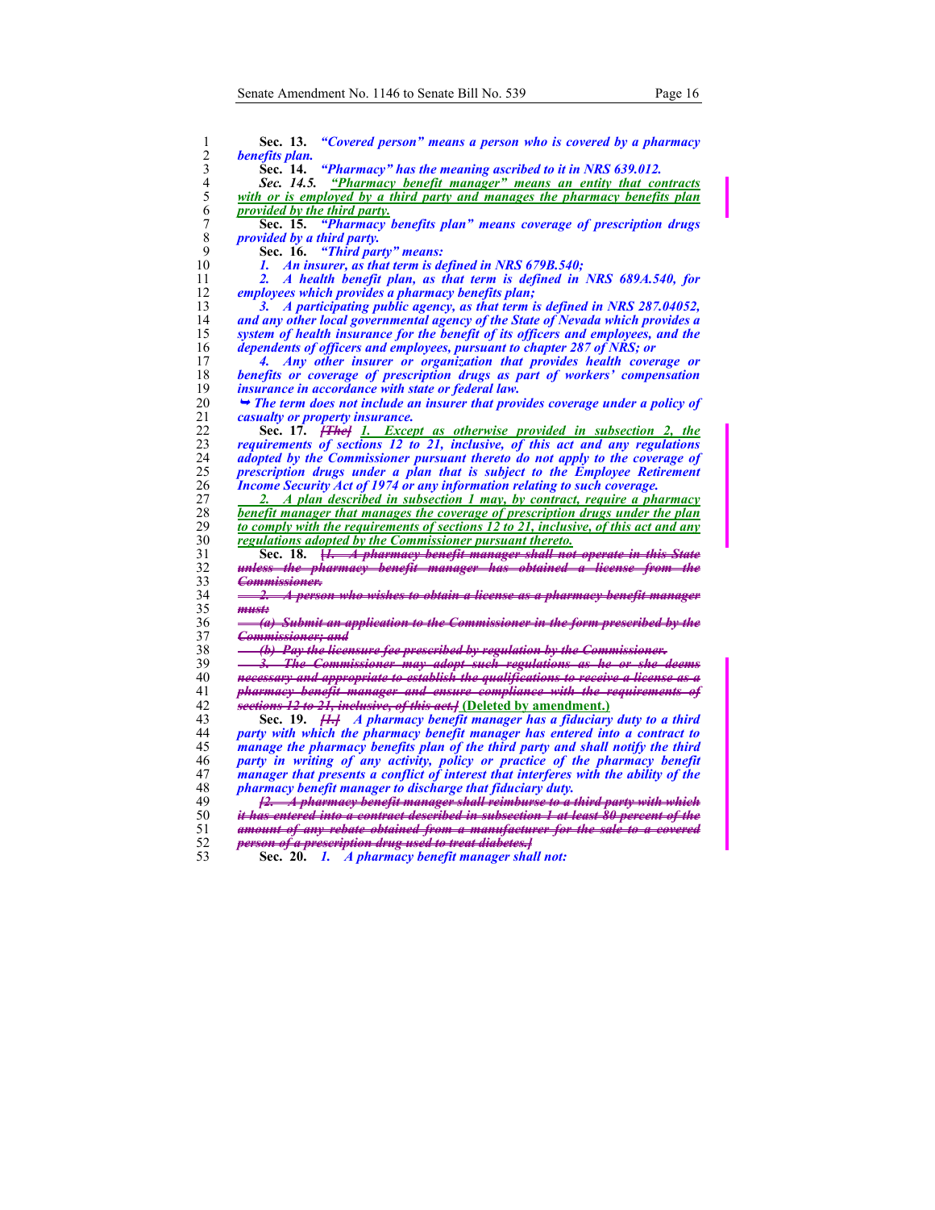**Sec. 13.** *"Covered person" means a person who is covered by a pharmacy benefits plan.*

**Sec. 14.** *"Pharmacy" has the meaning ascribed to it in NRS 639.012.*

***Sec. 14.5.*** *"Pharmacy benefit manager" means an entity that contracts with or is employed by a third party and manages the pharmacy benefits plan provided by the third party.*

**Sec. 15.** *"Pharmacy benefits plan" means coverage of prescription drugs provided by a third party.*

**Sec. 16.** *"Third party" means:*

*1. An insurer, as that term is defined in NRS 679B.540;*

*2. A health benefit plan, as that term is defined in NRS 689A.540, for employees which provides a pharmacy benefits plan;*

*3. A participating public agency, as that term is defined in NRS 287.04052, and any other local governmental agency of the State of Nevada which provides a system of health insurance for the benefit of its officers and employees, and the dependents of officers and employees, pursuant to chapter 287 of NRS; or*

*4. Any other insurer or organization that provides health coverage or benefits or coverage of prescription drugs as part of workers' compensation insurance in accordance with state or federal law.*

➥ *The term does not include an insurer that provides coverage under a policy of casualty or property insurance.*

**Sec. 17.** ~~*[The]*~~ *1. Except as otherwise provided in subsection 2, the requirements of sections 12 to 21, inclusive, of this act and any regulations adopted by the Commissioner pursuant thereto do not apply to the coverage of prescription drugs under a plan that is subject to the Employee Retirement Income Security Act of 1974 or any information relating to such coverage.*

*2. A plan described in subsection 1 may, by contract, require a pharmacy benefit manager that manages the coverage of prescription drugs under the plan to comply with the requirements of sections 12 to 21, inclusive, of this act and any regulations adopted by the Commissioner pursuant thereto.*

**Sec. 18.** ~~*[1. A pharmacy benefit manager shall not operate in this State unless the pharmacy benefit manager has obtained a license from the Commissioner.*~~

~~*2. A person who wishes to obtain a license as a pharmacy benefit manager must:*~~

~~*(a) Submit an application to the Commissioner in the form prescribed by the Commissioner; and*~~

~~*(b) Pay the licensure fee prescribed by regulation by the Commissioner.*~~

~~*3. The Commissioner may adopt such regulations as he or she deems necessary and appropriate to establish the qualifications to receive a license as a pharmacy benefit manager and ensure compliance with the requirements of sections 12 to 21, inclusive, of this act.]*~~ **(Deleted by amendment.)**

**Sec. 19.** ~~*[1.]*~~ *A pharmacy benefit manager has a fiduciary duty to a third party with which the pharmacy benefit manager has entered into a contract to manage the pharmacy benefits plan of the third party and shall notify the third party in writing of any activity, policy or practice of the pharmacy benefit manager that presents a conflict of interest that interferes with the ability of the pharmacy benefit manager to discharge that fiduciary duty.*

~~*[2. A pharmacy benefit manager shall reimburse to a third party with which it has entered into a contract described in subsection 1 at least 80 percent of the amount of any rebate obtained from a manufacturer for the sale to a covered person of a prescription drug used to treat diabetes.]*~~

**Sec. 20.** *1. A pharmacy benefit manager shall not:*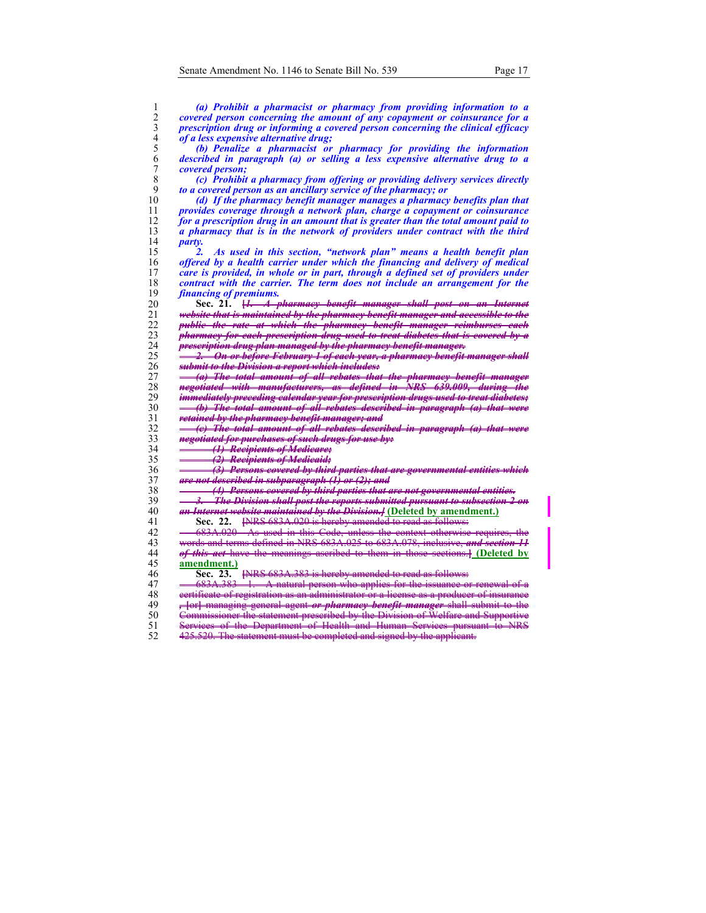*(a) Prohibit a pharmacist or pharmacy from providing information to a covered person concerning the amount of any copayment or coinsurance for a prescription drug or informing a covered person concerning the clinical efficacy of a less expensive alternative drug;*

*(b) Penalize a pharmacist or pharmacy for providing the information described in paragraph (a) or selling a less expensive alternative drug to a covered person;*

*(c) Prohibit a pharmacy from offering or providing delivery services directly to a covered person as an ancillary service of the pharmacy; or*

*(d) If the pharmacy benefit manager manages a pharmacy benefits plan that provides coverage through a network plan, charge a copayment or coinsurance for a prescription drug in an amount that is greater than the total amount paid to a pharmacy that is in the network of providers under contract with the third party.*

*2. As used in this section, "network plan" means a health benefit plan offered by a health carrier under which the financing and delivery of medical care is provided, in whole or in part, through a defined set of providers under contract with the carrier. The term does not include an arrangement for the financing of premiums.*

**Sec. 21.** ~~[*1. A pharmacy benefit manager shall post on an Internet website that is maintained by the pharmacy benefit manager and accessible to the public the rate at which the pharmacy benefit manager reimburses each pharmacy for each prescription drug used to treat diabetes that is covered by a prescription drug plan managed by the pharmacy benefit manager.*~~

~~*2. On or before February 1 of each year, a pharmacy benefit manager shall submit to the Division a report which includes:*~~

~~*(a) The total amount of all rebates that the pharmacy benefit manager negotiated with manufacturers, as defined in NRS 639.009, during the immediately preceding calendar year for prescription drugs used to treat diabetes;*~~

~~*(b) The total amount of all rebates described in paragraph (a) that were retained by the pharmacy benefit manager; and*~~

~~*(c) The total amount of all rebates described in paragraph (a) that were negotiated for purchases of such drugs for use by:*~~

~~*(1) Recipients of Medicare;*~~

~~*(2) Recipients of Medicaid;*~~

~~*(3) Persons covered by third parties that are governmental entities which are not described in subparagraph (1) or (2); and*~~

~~*(4) Persons covered by third parties that are not governmental entities.*~~

~~*3. The Division shall post the reports submitted pursuant to subsection 2 on an Internet website maintained by the Division.*]~~ **(Deleted by amendment.)**

**Sec. 22.** ~~[NRS 683A.020 is hereby amended to read as follows:~~

~~683A.020 As used in this Code, unless the context otherwise requires, the words and terms defined in NRS 683A.025 to 683A.078, inclusive, *and section 11 of this act* have the meanings ascribed to them in those sections.]~~ **(Deleted by amendment.)**

**Sec. 23.** ~~[NRS 683A.383 is hereby amended to read as follows:~~

~~683A.383 1. A natural person who applies for the issuance or renewal of a certificate of registration as an administrator or a license as a producer of insurance , [or] managing general agent *or pharmacy benefit manager* shall submit to the Commissioner the statement prescribed by the Division of Welfare and Supportive Services of the Department of Health and Human Services pursuant to NRS 425.520. The statement must be completed and signed by the applicant.~~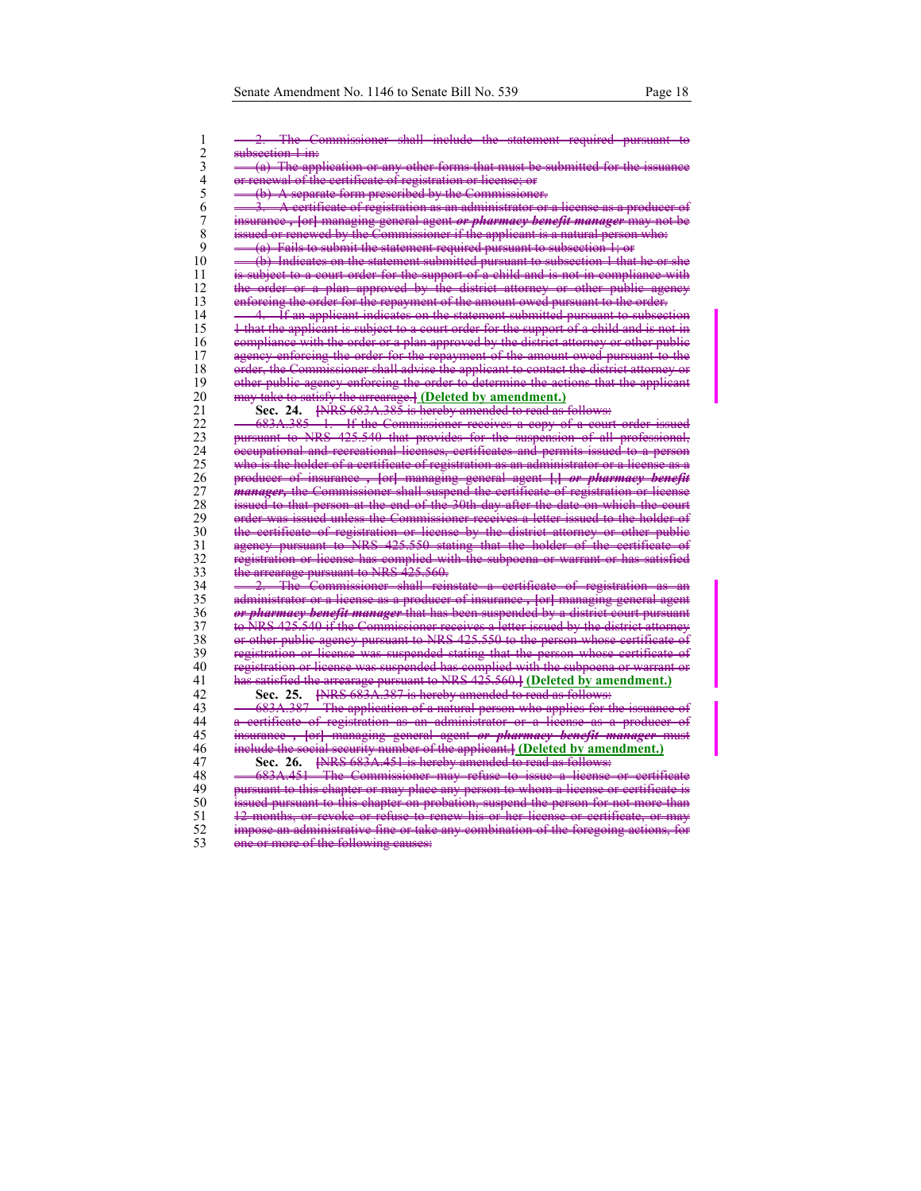2. The Commissioner shall include the statement required pursuant to subsection 1 in:

(a) The application or any other forms that must be submitted for the issuance or renewal of the certificate of registration or license; or

(b) A separate form prescribed by the Commissioner.

3. A certificate of registration as an administrator or a license as a producer of insurance , [or] managing general agent *or pharmacy benefit manager* may not be issued or renewed by the Commissioner if the applicant is a natural person who:

(a) Fails to submit the statement required pursuant to subsection 1; or

(b) Indicates on the statement submitted pursuant to subsection 1 that he or she is subject to a court order for the support of a child and is not in compliance with the order or a plan approved by the district attorney or other public agency enforcing the order for the repayment of the amount owed pursuant to the order.

4. If an applicant indicates on the statement submitted pursuant to subsection 1 that the applicant is subject to a court order for the support of a child and is not in compliance with the order or a plan approved by the district attorney or other public agency enforcing the order for the repayment of the amount owed pursuant to the order, the Commissioner shall advise the applicant to contact the district attorney or other public agency enforcing the order to determine the actions that the applicant may take to satisfy the arrearage.] **(Deleted by amendment.)**

**Sec. 24.** [NRS 683A.385 is hereby amended to read as follows:

683A.385 1. If the Commissioner receives a copy of a court order issued pursuant to NRS 425.540 that provides for the suspension of all professional, occupational and recreational licenses, certificates and permits issued to a person who is the holder of a certificate of registration as an administrator or a license as a producer of insurance , [or] managing general agent [,] *or pharmacy benefit manager,* the Commissioner shall suspend the certificate of registration or license issued to that person at the end of the 30th day after the date on which the court order was issued unless the Commissioner receives a letter issued to the holder of the certificate of registration or license by the district attorney or other public agency pursuant to NRS 425.550 stating that the holder of the certificate of registration or license has complied with the subpoena or warrant or has satisfied the arrearage pursuant to NRS 425.560.

2. The Commissioner shall reinstate a certificate of registration as an administrator or a license as a producer of insurance , [or] managing general agent *or pharmacy benefit manager* that has been suspended by a district court pursuant to NRS 425.540 if the Commissioner receives a letter issued by the district attorney or other public agency pursuant to NRS 425.550 to the person whose certificate of registration or license was suspended stating that the person whose certificate of registration or license was suspended has complied with the subpoena or warrant or has satisfied the arrearage pursuant to NRS 425.560.] **(Deleted by amendment.)**

**Sec. 25.** [NRS 683A.387 is hereby amended to read as follows:

683A.387 The application of a natural person who applies for the issuance of a certificate of registration as an administrator or a license as a producer of insurance , [or] managing general agent *or pharmacy benefit manager* must include the social security number of the applicant.] **(Deleted by amendment.)**

**Sec. 26.** [NRS 683A.451 is hereby amended to read as follows:

683A.451 The Commissioner may refuse to issue a license or certificate pursuant to this chapter or may place any person to whom a license or certificate is issued pursuant to this chapter on probation, suspend the person for not more than 12 months, or revoke or refuse to renew his or her license or certificate, or may impose an administrative fine or take any combination of the foregoing actions, for one or more of the following causes: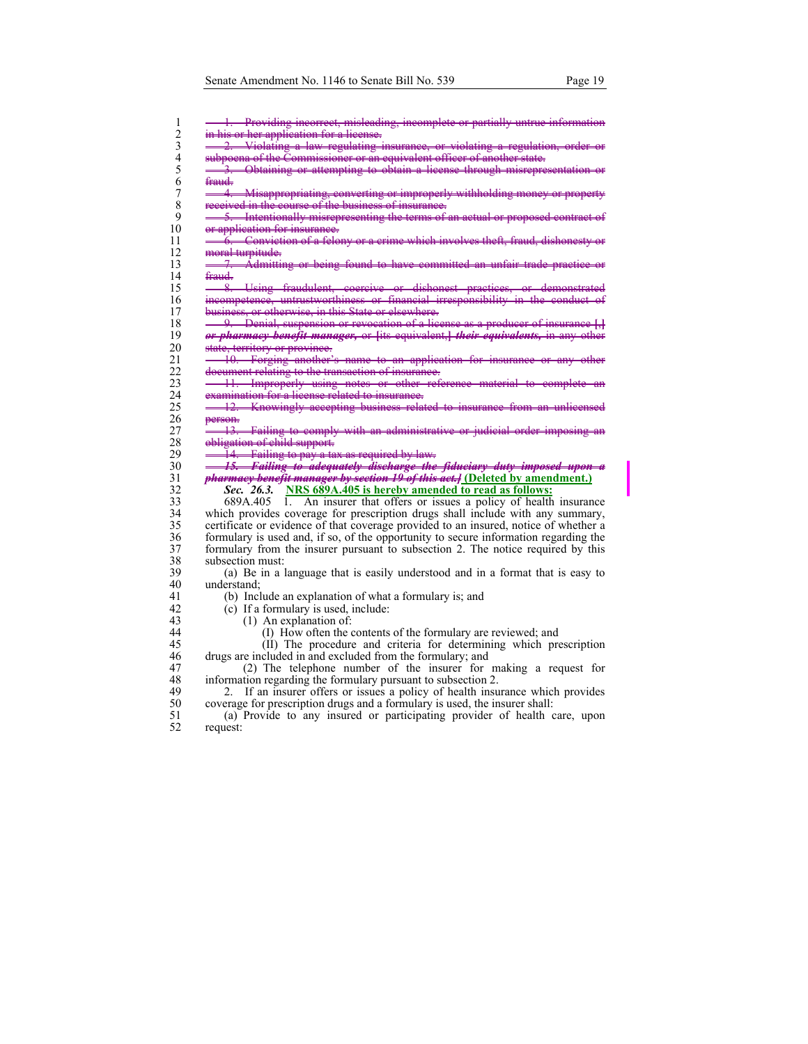~~1. Providing incorrect, misleading, incomplete or partially untrue information in his or her application for a license.~~

~~2. Violating a law regulating insurance, or violating a regulation, order or subpoena of the Commissioner or an equivalent officer of another state.~~

~~3. Obtaining or attempting to obtain a license through misrepresentation or fraud.~~

~~4. Misappropriating, converting or improperly withholding money or property received in the course of the business of insurance.~~

~~5. Intentionally misrepresenting the terms of an actual or proposed contract of or application for insurance.~~

~~6. Conviction of a felony or a crime which involves theft, fraud, dishonesty or moral turpitude.~~

~~7. Admitting or being found to have committed an unfair trade practice or fraud.~~

~~8. Using fraudulent, coercive or dishonest practices, or demonstrated incompetence, untrustworthiness or financial irresponsibility in the conduct of business, or otherwise, in this State or elsewhere.~~

~~9. Denial, suspension or revocation of a license as a producer of insurance [,] *or pharmacy benefit manager,* or [its equivalent,] *their equivalents,* in any other state, territory or province.~~

~~10. Forging another's name to an application for insurance or any other document relating to the transaction of insurance.~~

~~11. Improperly using notes or other reference material to complete an examination for a license related to insurance.~~

~~12. Knowingly accepting business related to insurance from an unlicensed person.~~

~~13. Failing to comply with an administrative or judicial order imposing an obligation of child support.~~

~~14. Failing to pay a tax as required by law.~~

~~***15. Failing to adequately discharge the fiduciary duty imposed upon a pharmacy benefit manager by section 19 of this act.]***~~ **(Deleted by amendment.)**

***Sec. 26.3.*** **NRS 689A.405 is hereby amended to read as follows:**

689A.405 1. An insurer that offers or issues a policy of health insurance which provides coverage for prescription drugs shall include with any summary, certificate or evidence of that coverage provided to an insured, notice of whether a formulary is used and, if so, of the opportunity to secure information regarding the formulary from the insurer pursuant to subsection 2. The notice required by this subsection must:

(a) Be in a language that is easily understood and in a format that is easy to understand;

(b) Include an explanation of what a formulary is; and

(c) If a formulary is used, include:

(1) An explanation of:

(I) How often the contents of the formulary are reviewed; and

(II) The procedure and criteria for determining which prescription drugs are included in and excluded from the formulary; and

(2) The telephone number of the insurer for making a request for information regarding the formulary pursuant to subsection 2.

2. If an insurer offers or issues a policy of health insurance which provides coverage for prescription drugs and a formulary is used, the insurer shall:

(a) Provide to any insured or participating provider of health care, upon request: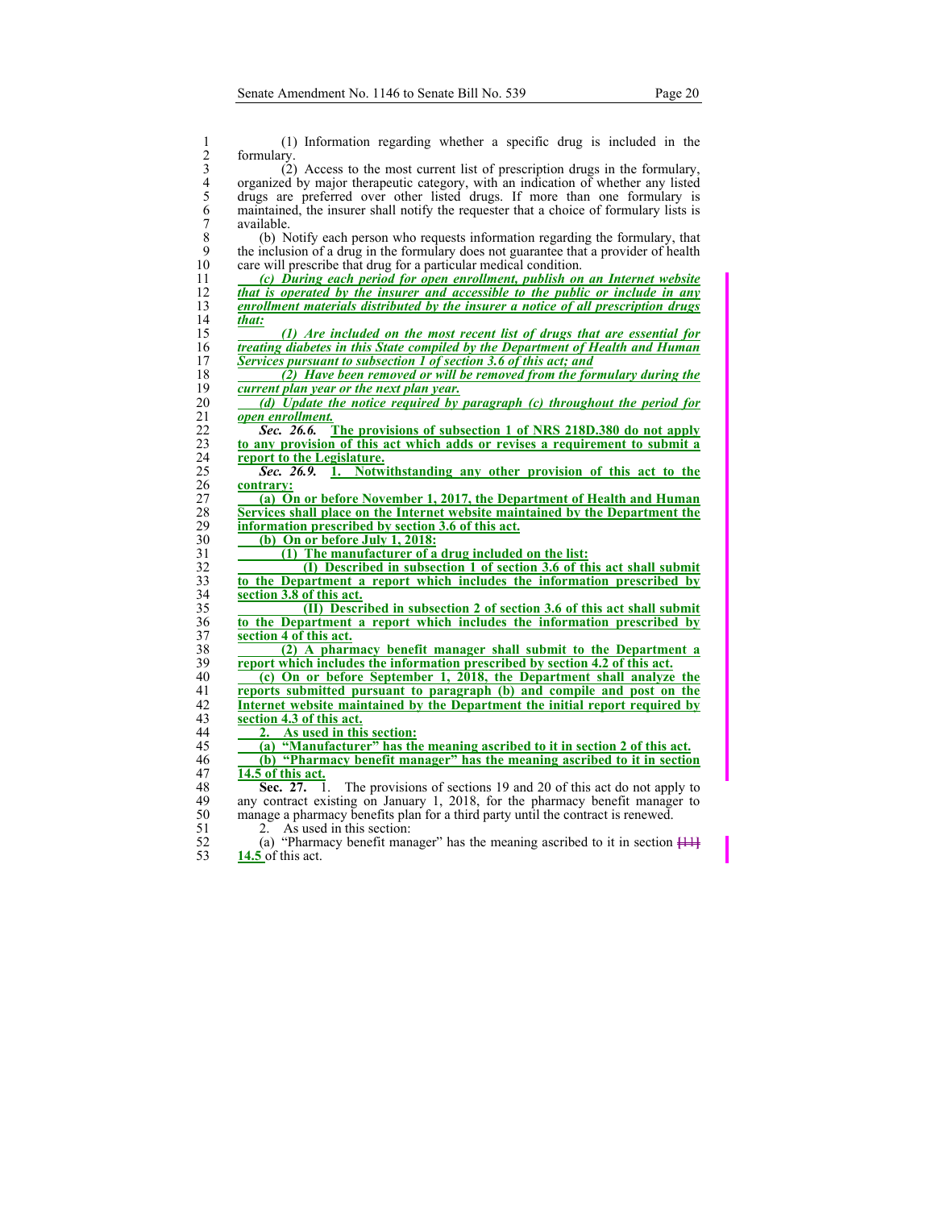(1) Information regarding whether a specific drug is included in the formulary.

(2) Access to the most current list of prescription drugs in the formulary, organized by major therapeutic category, with an indication of whether any listed drugs are preferred over other listed drugs. If more than one formulary is maintained, the insurer shall notify the requester that a choice of formulary lists is available.

(b) Notify each person who requests information regarding the formulary, that the inclusion of a drug in the formulary does not guarantee that a provider of health care will prescribe that drug for a particular medical condition.

***(c) During each period for open enrollment, publish on an Internet website that is operated by the insurer and accessible to the public or include in any enrollment materials distributed by the insurer a notice of all prescription drugs that:***

***(1) Are included on the most recent list of drugs that are essential for treating diabetes in this State compiled by the Department of Health and Human Services pursuant to subsection 1 of section 3.6 of this act; and***

***(2) Have been removed or will be removed from the formulary during the current plan year or the next plan year.***

***(d) Update the notice required by paragraph (c) throughout the period for open enrollment.***

***Sec. 26.6.*** **The provisions of subsection 1 of NRS 218D.380 do not apply to any provision of this act which adds or revises a requirement to submit a report to the Legislature.**

***Sec. 26.9.*** **1. Notwithstanding any other provision of this act to the contrary:**

**(a) On or before November 1, 2017, the Department of Health and Human Services shall place on the Internet website maintained by the Department the information prescribed by section 3.6 of this act.**

**(b) On or before July 1, 2018:**

**(1) The manufacturer of a drug included on the list:**

**(I) Described in subsection 1 of section 3.6 of this act shall submit to the Department a report which includes the information prescribed by section 3.8 of this act.**

**(II) Described in subsection 2 of section 3.6 of this act shall submit to the Department a report which includes the information prescribed by section 4 of this act.**

**(2) A pharmacy benefit manager shall submit to the Department a report which includes the information prescribed by section 4.2 of this act.**

**(c) On or before September 1, 2018, the Department shall analyze the reports submitted pursuant to paragraph (b) and compile and post on the Internet website maintained by the Department the initial report required by section 4.3 of this act.**

**2. As used in this section:**

**(a) "Manufacturer" has the meaning ascribed to it in section 2 of this act.**

**(b) "Pharmacy benefit manager" has the meaning ascribed to it in section 14.5 of this act.**

**Sec. 27.** 1. The provisions of sections 19 and 20 of this act do not apply to any contract existing on January 1, 2018, for the pharmacy benefit manager to manage a pharmacy benefits plan for a third party until the contract is renewed.

2. As used in this section:

(a) "Pharmacy benefit manager" has the meaning ascribed to it in section ~~[11]~~ **14.5** of this act.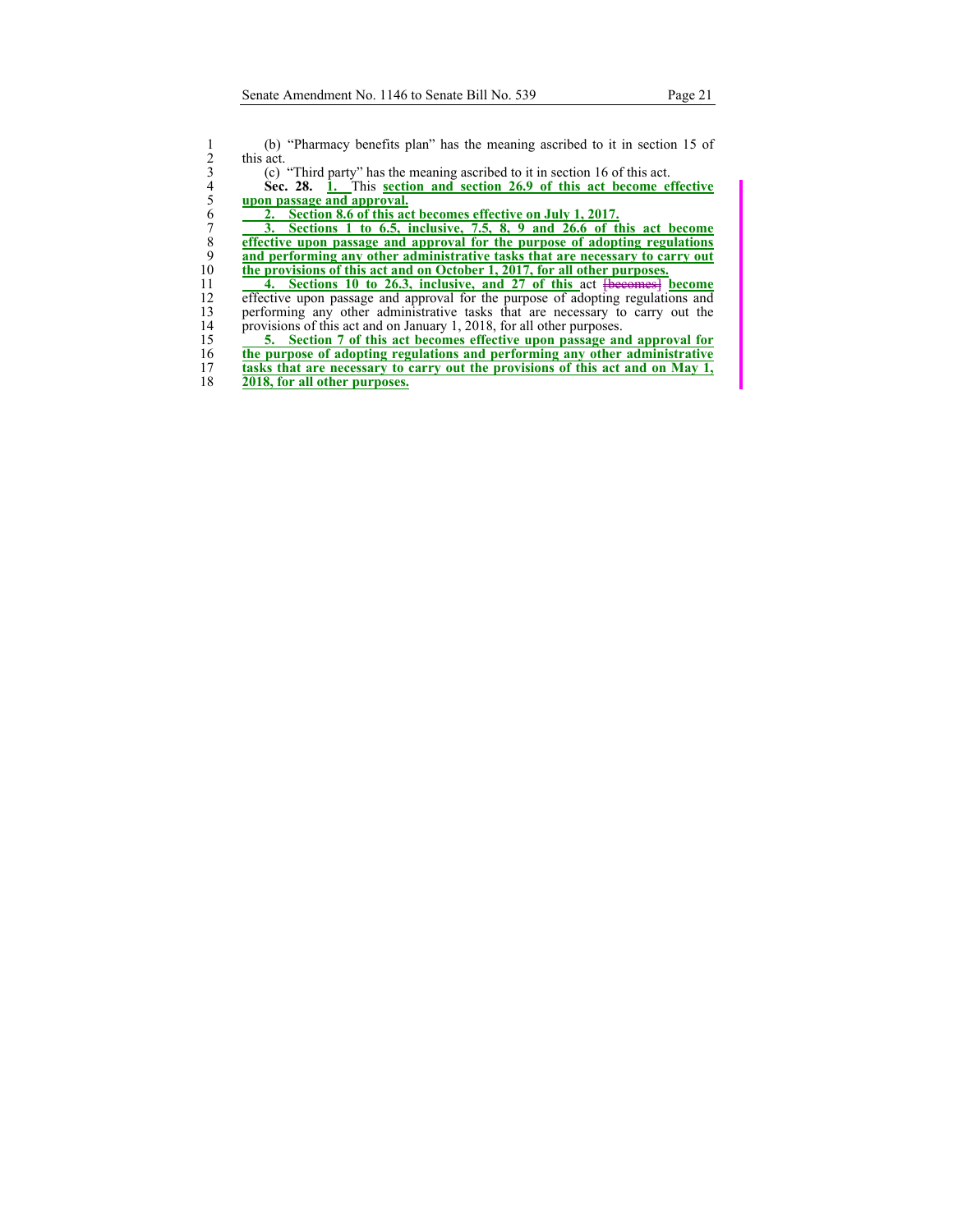(b) "Pharmacy benefits plan" has the meaning ascribed to it in section 15 of this act.

(c) "Third party" has the meaning ascribed to it in section 16 of this act.

**Sec. 28.** **1.** This **section and section 26.9 of this act become effective upon passage and approval.**

**2. Section 8.6 of this act becomes effective on July 1, 2017.**

**3. Sections 1 to 6.5, inclusive, 7.5, 8, 9 and 26.6 of this act become effective upon passage and approval for the purpose of adopting regulations and performing any other administrative tasks that are necessary to carry out the provisions of this act and on October 1, 2017, for all other purposes.**

**4. Sections 10 to 26.3, inclusive, and 27 of this** act ~~[becomes]~~ **become** effective upon passage and approval for the purpose of adopting regulations and performing any other administrative tasks that are necessary to carry out the provisions of this act and on January 1, 2018, for all other purposes.

**5. Section 7 of this act becomes effective upon passage and approval for the purpose of adopting regulations and performing any other administrative tasks that are necessary to carry out the provisions of this act and on May 1, 2018, for all other purposes.**